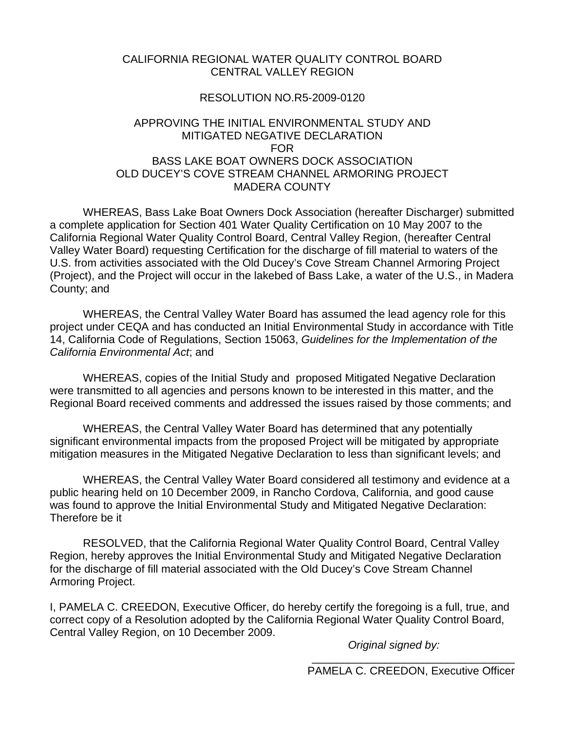CALIFORNIA REGIONAL WATER QUALITY CONTROL BOARD
CENTRAL VALLEY REGION

RESOLUTION NO.R5-2009-0120

APPROVING THE INITIAL ENVIRONMENTAL STUDY AND
MITIGATED NEGATIVE DECLARATION
FOR
BASS LAKE BOAT OWNERS DOCK ASSOCIATION
OLD DUCEY'S COVE STREAM CHANNEL ARMORING PROJECT
MADERA COUNTY

WHEREAS, Bass Lake Boat Owners Dock Association (hereafter Discharger) submitted a complete application for Section 401 Water Quality Certification on 10 May 2007 to the California Regional Water Quality Control Board, Central Valley Region, (hereafter Central Valley Water Board) requesting Certification for the discharge of fill material to waters of the U.S. from activities associated with the Old Ducey's Cove Stream Channel Armoring Project (Project), and the Project will occur in the lakebed of Bass Lake, a water of the U.S., in Madera County; and

WHEREAS, the Central Valley Water Board has assumed the lead agency role for this project under CEQA and has conducted an Initial Environmental Study in accordance with Title 14, California Code of Regulations, Section 15063, *Guidelines for the Implementation of the California Environmental Act*; and

WHEREAS, copies of the Initial Study and proposed Mitigated Negative Declaration were transmitted to all agencies and persons known to be interested in this matter, and the Regional Board received comments and addressed the issues raised by those comments; and

WHEREAS, the Central Valley Water Board has determined that any potentially significant environmental impacts from the proposed Project will be mitigated by appropriate mitigation measures in the Mitigated Negative Declaration to less than significant levels; and

WHEREAS, the Central Valley Water Board considered all testimony and evidence at a public hearing held on 10 December 2009, in Rancho Cordova, California, and good cause was found to approve the Initial Environmental Study and Mitigated Negative Declaration: Therefore be it

RESOLVED, that the California Regional Water Quality Control Board, Central Valley Region, hereby approves the Initial Environmental Study and Mitigated Negative Declaration for the discharge of fill material associated with the Old Ducey's Cove Stream Channel Armoring Project.

I, PAMELA C. CREEDON, Executive Officer, do hereby certify the foregoing is a full, true, and correct copy of a Resolution adopted by the California Regional Water Quality Control Board, Central Valley Region, on 10 December 2009.

*Original signed by:*

\_\_\_\_\_\_\_\_\_\_\_\_\_\_\_\_\_\_\_\_\_\_\_\_\_\_\_\_\_\_\_\_\_\_
PAMELA C. CREEDON, Executive Officer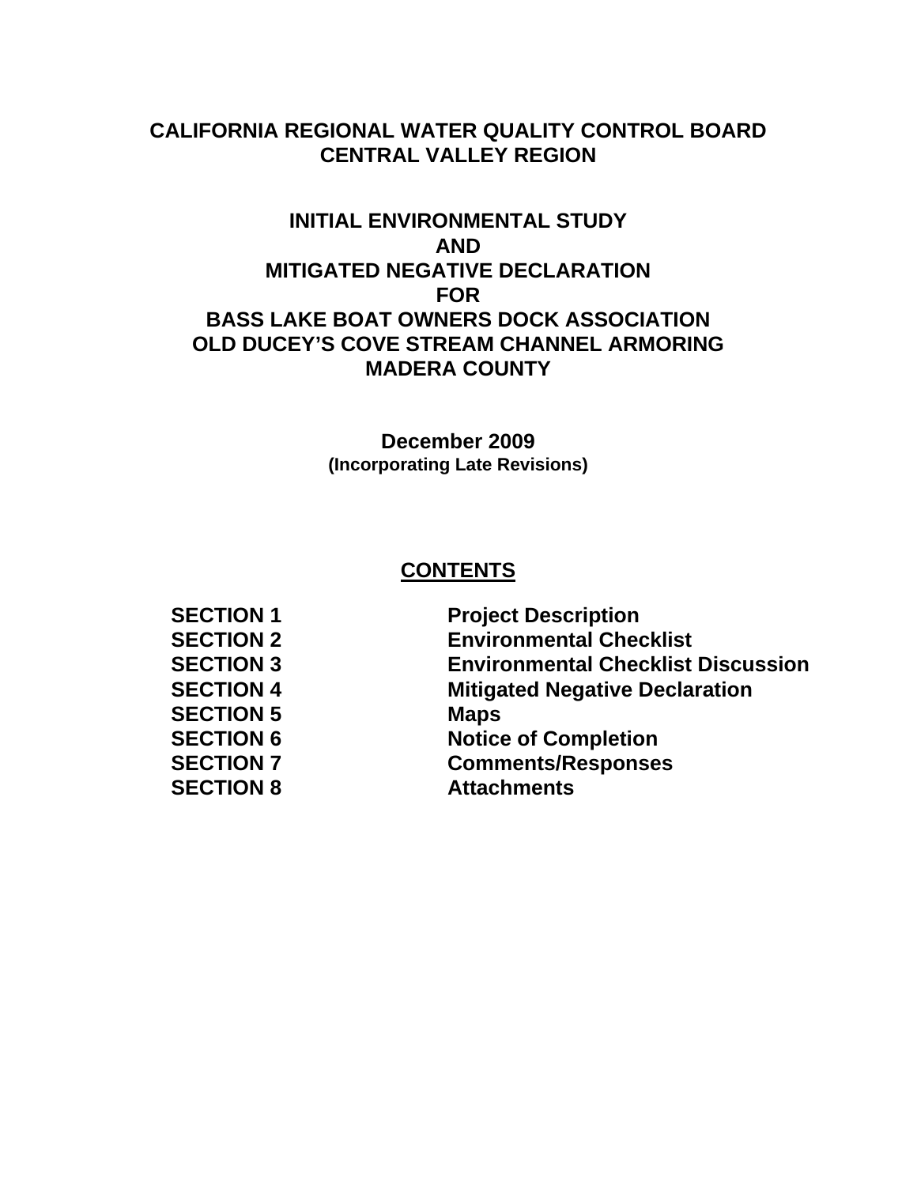# CALIFORNIA REGIONAL WATER QUALITY CONTROL BOARD
# CENTRAL VALLEY REGION

## INITIAL ENVIRONMENTAL STUDY
## AND
## MITIGATED NEGATIVE DECLARATION
## FOR
## BASS LAKE BOAT OWNERS DOCK ASSOCIATION
## OLD DUCEY'S COVE STREAM CHANNEL ARMORING
## MADERA COUNTY

**December 2009**
**(Incorporating Late Revisions)**

**CONTENTS**

| | |
|---|---|
| **SECTION 1** | **Project Description** |
| **SECTION 2** | **Environmental Checklist** |
| **SECTION 3** | **Environmental Checklist Discussion** |
| **SECTION 4** | **Mitigated Negative Declaration** |
| **SECTION 5** | **Maps** |
| **SECTION 6** | **Notice of Completion** |
| **SECTION 7** | **Comments/Responses** |
| **SECTION 8** | **Attachments** |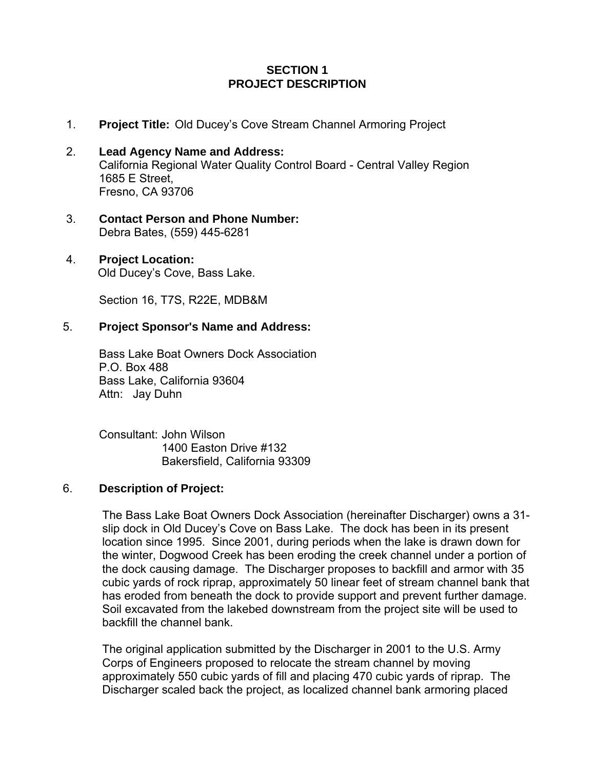## SECTION 1
## PROJECT DESCRIPTION

1. **Project Title:** Old Ducey's Cove Stream Channel Armoring Project

2. **Lead Agency Name and Address:**
   California Regional Water Quality Control Board - Central Valley Region
   1685 E Street,
   Fresno, CA 93706

3. **Contact Person and Phone Number:**
   Debra Bates, (559) 445-6281

4. **Project Location:**
   Old Ducey's Cove, Bass Lake.

   Section 16, T7S, R22E, MDB&M

5. **Project Sponsor's Name and Address:**

   Bass Lake Boat Owners Dock Association
   P.O. Box 488
   Bass Lake, California 93604
   Attn: Jay Duhn

   Consultant: John Wilson
   1400 Easton Drive #132
   Bakersfield, California 93309

6. **Description of Project:**

   The Bass Lake Boat Owners Dock Association (hereinafter Discharger) owns a 31-slip dock in Old Ducey's Cove on Bass Lake. The dock has been in its present location since 1995. Since 2001, during periods when the lake is drawn down for the winter, Dogwood Creek has been eroding the creek channel under a portion of the dock causing damage. The Discharger proposes to backfill and armor with 35 cubic yards of rock riprap, approximately 50 linear feet of stream channel bank that has eroded from beneath the dock to provide support and prevent further damage. Soil excavated from the lakebed downstream from the project site will be used to backfill the channel bank.

   The original application submitted by the Discharger in 2001 to the U.S. Army Corps of Engineers proposed to relocate the stream channel by moving approximately 550 cubic yards of fill and placing 470 cubic yards of riprap. The Discharger scaled back the project, as localized channel bank armoring placed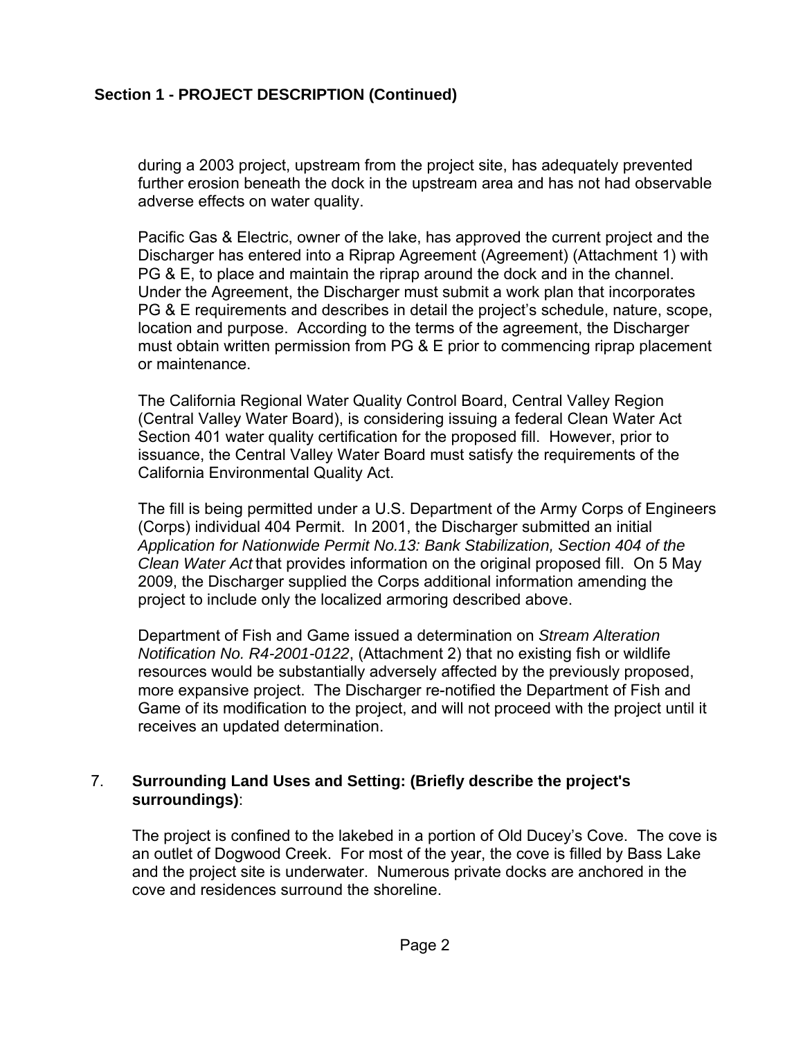## Section 1 - PROJECT DESCRIPTION (Continued)

during a 2003 project, upstream from the project site, has adequately prevented further erosion beneath the dock in the upstream area and has not had observable adverse effects on water quality.

Pacific Gas & Electric, owner of the lake, has approved the current project and the Discharger has entered into a Riprap Agreement (Agreement) (Attachment 1) with PG & E, to place and maintain the riprap around the dock and in the channel. Under the Agreement, the Discharger must submit a work plan that incorporates PG & E requirements and describes in detail the project's schedule, nature, scope, location and purpose. According to the terms of the agreement, the Discharger must obtain written permission from PG & E prior to commencing riprap placement or maintenance.

The California Regional Water Quality Control Board, Central Valley Region (Central Valley Water Board), is considering issuing a federal Clean Water Act Section 401 water quality certification for the proposed fill. However, prior to issuance, the Central Valley Water Board must satisfy the requirements of the California Environmental Quality Act.

The fill is being permitted under a U.S. Department of the Army Corps of Engineers (Corps) individual 404 Permit. In 2001, the Discharger submitted an initial *Application for Nationwide Permit No.13: Bank Stabilization, Section 404 of the Clean Water Act* that provides information on the original proposed fill. On 5 May 2009, the Discharger supplied the Corps additional information amending the project to include only the localized armoring described above.

Department of Fish and Game issued a determination on *Stream Alteration Notification No. R4-2001-0122*, (Attachment 2) that no existing fish or wildlife resources would be substantially adversely affected by the previously proposed, more expansive project. The Discharger re-notified the Department of Fish and Game of its modification to the project, and will not proceed with the project until it receives an updated determination.

7. **Surrounding Land Uses and Setting: (Briefly describe the project's surroundings)**:

The project is confined to the lakebed in a portion of Old Ducey's Cove. The cove is an outlet of Dogwood Creek. For most of the year, the cove is filled by Bass Lake and the project site is underwater. Numerous private docks are anchored in the cove and residences surround the shoreline.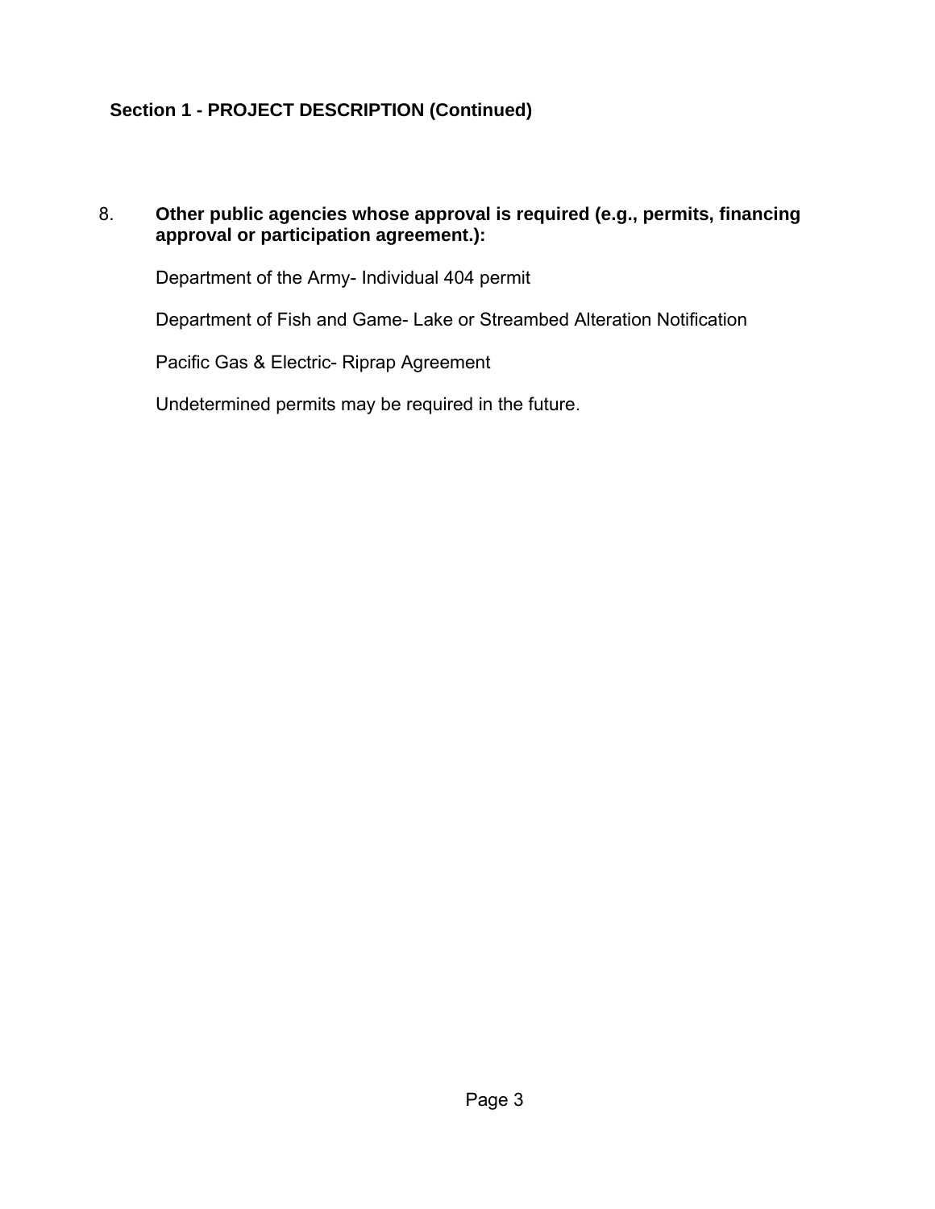## Section 1 - PROJECT DESCRIPTION (Continued)

8. **Other public agencies whose approval is required (e.g., permits, financing approval or participation agreement.):**

   Department of the Army- Individual 404 permit

   Department of Fish and Game- Lake or Streambed Alteration Notification

   Pacific Gas & Electric- Riprap Agreement

   Undetermined permits may be required in the future.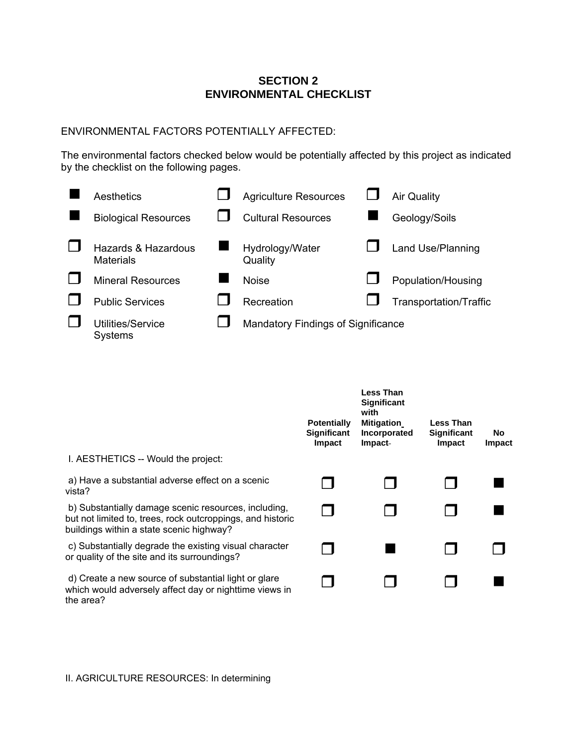# SECTION 2
# ENVIRONMENTAL CHECKLIST

ENVIRONMENTAL FACTORS POTENTIALLY AFFECTED:

The environmental factors checked below would be potentially affected by this project as indicated by the checklist on the following pages.

| | | | | | |
|---|---|---|---|---|---|
| ■ | Aesthetics | ❒ | Agriculture Resources | ❒ | Air Quality |
| ■ | Biological Resources | ❒ | Cultural Resources | ■ | Geology/Soils |
| ❒ | Hazards & Hazardous Materials | ■ | Hydrology/Water Quality | ❒ | Land Use/Planning |
| ❒ | Mineral Resources | ■ | Noise | ❒ | Population/Housing |
| ❒ | Public Services | ❒ | Recreation | ❒ | Transportation/Traffic |
| ❒ | Utilities/Service Systems | ❒ | Mandatory Findings of Significance | | |

| | Potentially Significant Impact | Less Than Significant with Mitigation Incorporated Impact | Less Than Significant Impact | No Impact |
|---|---|---|---|---|
| I. AESTHETICS -- Would the project: | | | | |
| a) Have a substantial adverse effect on a scenic vista? | ❒ | ❒ | ❒ | ■ |
| b) Substantially damage scenic resources, including, but not limited to, trees, rock outcroppings, and historic buildings within a state scenic highway? | ❒ | ❒ | ❒ | ■ |
| c) Substantially degrade the existing visual character or quality of the site and its surroundings? | ❒ | ■ | ❒ | ❒ |
| d) Create a new source of substantial light or glare which would adversely affect day or nighttime views in the area? | ❒ | ❒ | ❒ | ■ |

II. AGRICULTURE RESOURCES: In determining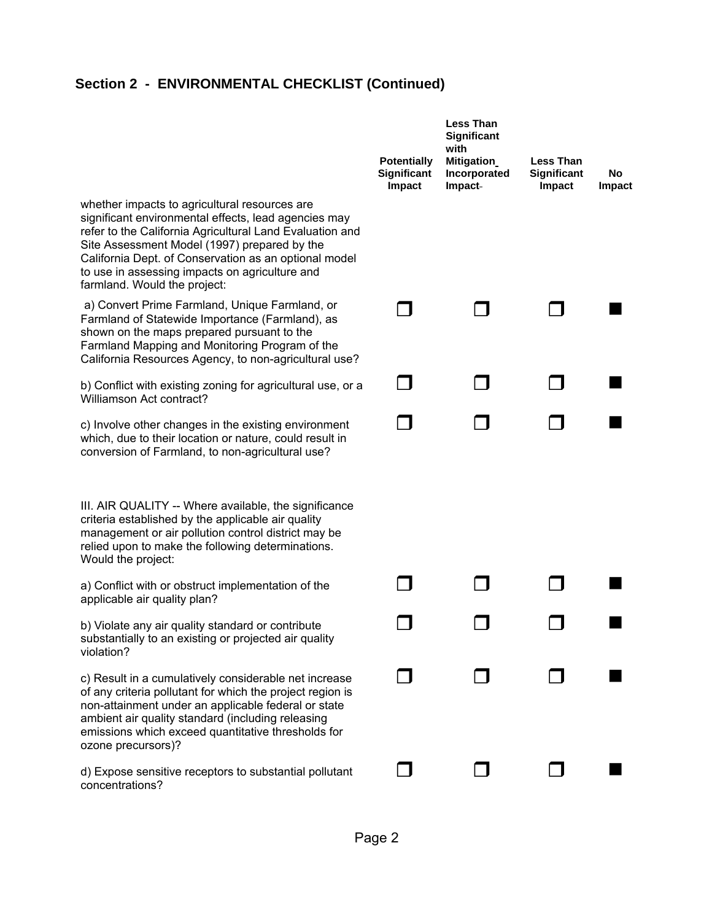## Section 2 - ENVIRONMENTAL CHECKLIST (Continued)

| | Potentially Significant Impact | Less Than Significant with Mitigation Incorporated Impact | Less Than Significant Impact | No Impact |
|---|---|---|---|---|
| whether impacts to agricultural resources are significant environmental effects, lead agencies may refer to the California Agricultural Land Evaluation and Site Assessment Model (1997) prepared by the California Dept. of Conservation as an optional model to use in assessing impacts on agriculture and farmland. Would the project: | | | | |
| a) Convert Prime Farmland, Unique Farmland, or Farmland of Statewide Importance (Farmland), as shown on the maps prepared pursuant to the Farmland Mapping and Monitoring Program of the California Resources Agency, to non-agricultural use? | ☐ | ☐ | ☐ | ■ |
| b) Conflict with existing zoning for agricultural use, or a Williamson Act contract? | ☐ | ☐ | ☐ | ■ |
| c) Involve other changes in the existing environment which, due to their location or nature, could result in conversion of Farmland, to non-agricultural use? | ☐ | ☐ | ☐ | ■ |
| III. AIR QUALITY -- Where available, the significance criteria established by the applicable air quality management or air pollution control district may be relied upon to make the following determinations. Would the project: | | | | |
| a) Conflict with or obstruct implementation of the applicable air quality plan? | ☐ | ☐ | ☐ | ■ |
| b) Violate any air quality standard or contribute substantially to an existing or projected air quality violation? | ☐ | ☐ | ☐ | ■ |
| c) Result in a cumulatively considerable net increase of any criteria pollutant for which the project region is non-attainment under an applicable federal or state ambient air quality standard (including releasing emissions which exceed quantitative thresholds for ozone precursors)? | ☐ | ☐ | ☐ | ■ |
| d) Expose sensitive receptors to substantial pollutant concentrations? | ☐ | ☐ | ☐ | ■ |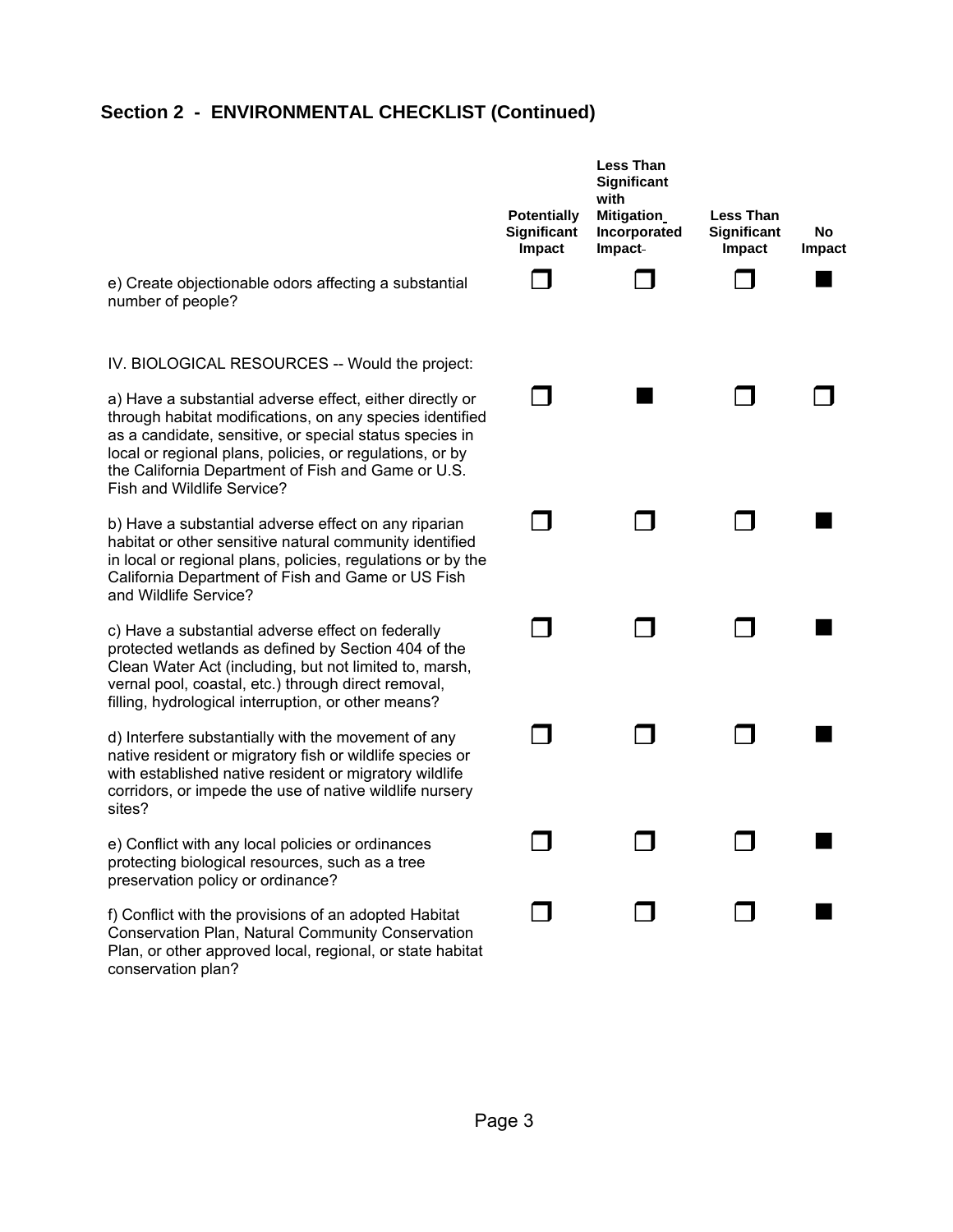## Section 2 - ENVIRONMENTAL CHECKLIST (Continued)

| | Potentially Significant Impact | Less Than Significant with Mitigation Incorporated Impact | Less Than Significant Impact | No Impact |
|---|---|---|---|---|
| e) Create objectionable odors affecting a substantial number of people? | ☐ | ☐ | ☐ | ■ |
| IV. BIOLOGICAL RESOURCES -- Would the project: | | | | |
| a) Have a substantial adverse effect, either directly or through habitat modifications, on any species identified as a candidate, sensitive, or special status species in local or regional plans, policies, or regulations, or by the California Department of Fish and Game or U.S. Fish and Wildlife Service? | ☐ | ■ | ☐ | ☐ |
| b) Have a substantial adverse effect on any riparian habitat or other sensitive natural community identified in local or regional plans, policies, regulations or by the California Department of Fish and Game or US Fish and Wildlife Service? | ☐ | ☐ | ☐ | ■ |
| c) Have a substantial adverse effect on federally protected wetlands as defined by Section 404 of the Clean Water Act (including, but not limited to, marsh, vernal pool, coastal, etc.) through direct removal, filling, hydrological interruption, or other means? | ☐ | ☐ | ☐ | ■ |
| d) Interfere substantially with the movement of any native resident or migratory fish or wildlife species or with established native resident or migratory wildlife corridors, or impede the use of native wildlife nursery sites? | ☐ | ☐ | ☐ | ■ |
| e) Conflict with any local policies or ordinances protecting biological resources, such as a tree preservation policy or ordinance? | ☐ | ☐ | ☐ | ■ |
| f) Conflict with the provisions of an adopted Habitat Conservation Plan, Natural Community Conservation Plan, or other approved local, regional, or state habitat conservation plan? | ☐ | ☐ | ☐ | ■ |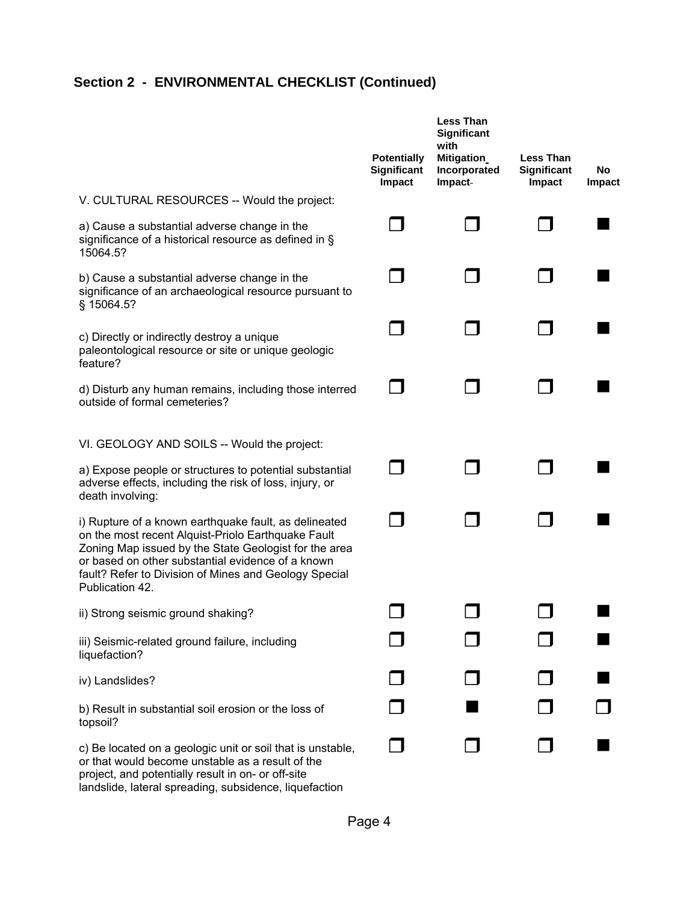## Section 2 - ENVIRONMENTAL CHECKLIST (Continued)

| | Potentially Significant Impact | Less Than Significant with Mitigation Incorporated Impact | Less Than Significant Impact | No Impact |
|---|---|---|---|---|
| V. CULTURAL RESOURCES -- Would the project: | | | | |
| a) Cause a substantial adverse change in the significance of a historical resource as defined in § 15064.5? | ☐ | ☐ | ☐ | ■ |
| b) Cause a substantial adverse change in the significance of an archaeological resource pursuant to § 15064.5? | ☐ | ☐ | ☐ | ■ |
| c) Directly or indirectly destroy a unique paleontological resource or site or unique geologic feature? | ☐ | ☐ | ☐ | ■ |
| d) Disturb any human remains, including those interred outside of formal cemeteries? | ☐ | ☐ | ☐ | ■ |
| VI. GEOLOGY AND SOILS -- Would the project: | | | | |
| a) Expose people or structures to potential substantial adverse effects, including the risk of loss, injury, or death involving: | ☐ | ☐ | ☐ | ■ |
| i) Rupture of a known earthquake fault, as delineated on the most recent Alquist-Priolo Earthquake Fault Zoning Map issued by the State Geologist for the area or based on other substantial evidence of a known fault? Refer to Division of Mines and Geology Special Publication 42. | ☐ | ☐ | ☐ | ■ |
| ii) Strong seismic ground shaking? | ☐ | ☐ | ☐ | ■ |
| iii) Seismic-related ground failure, including liquefaction? | ☐ | ☐ | ☐ | ■ |
| iv) Landslides? | ☐ | ☐ | ☐ | ■ |
| b) Result in substantial soil erosion or the loss of topsoil? | ☐ | ■ | ☐ | ☐ |
| c) Be located on a geologic unit or soil that is unstable, or that would become unstable as a result of the project, and potentially result in on- or off-site landslide, lateral spreading, subsidence, liquefaction | ☐ | ☐ | ☐ | ■ |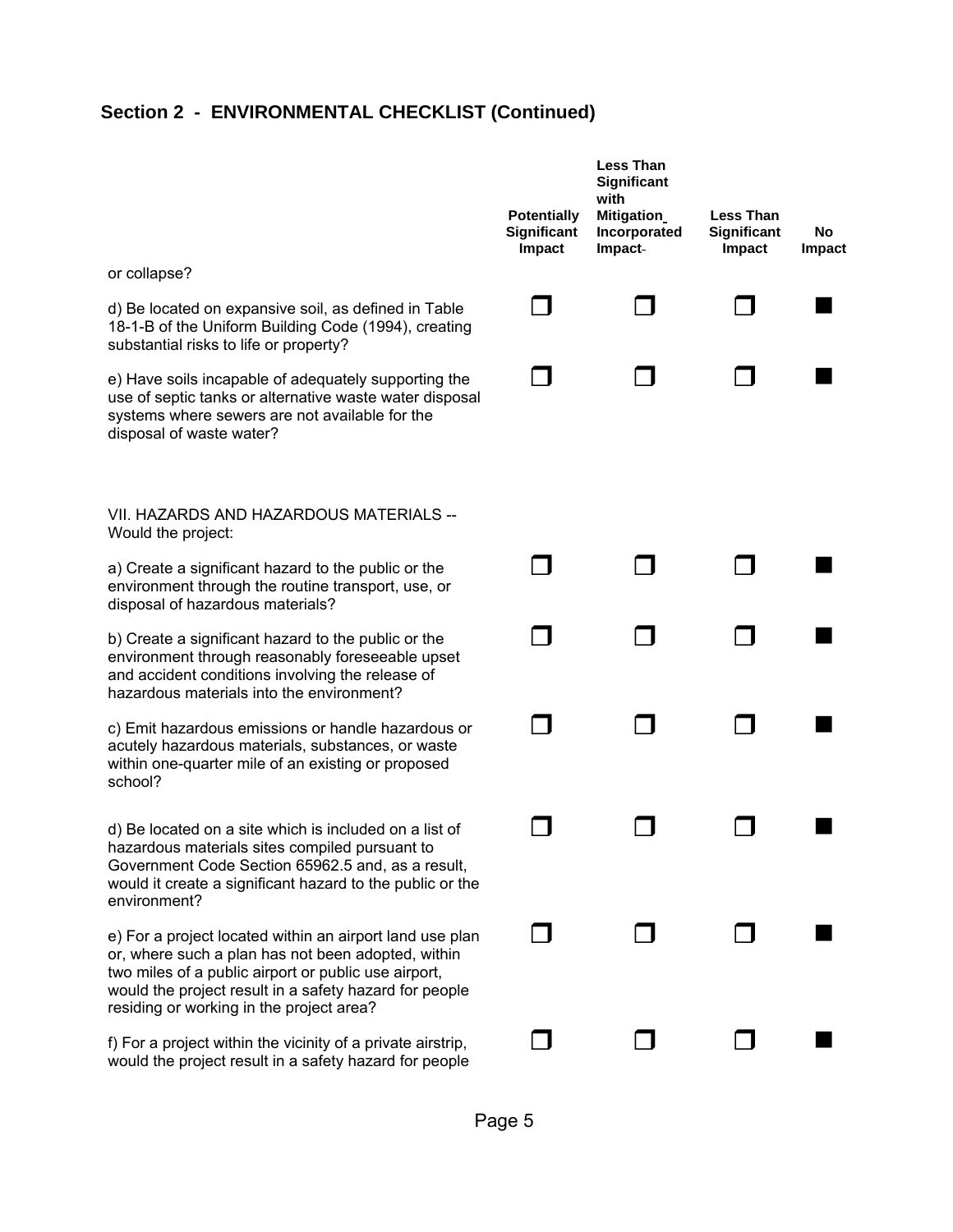## Section 2 - ENVIRONMENTAL CHECKLIST (Continued)

| | Potentially Significant Impact | Less Than Significant with Mitigation Incorporated Impact | Less Than Significant Impact | No Impact |
|---|---|---|---|---|
| or collapse? | | | | |
| d) Be located on expansive soil, as defined in Table 18-1-B of the Uniform Building Code (1994), creating substantial risks to life or property? | ☐ | ☐ | ☐ | ■ |
| e) Have soils incapable of adequately supporting the use of septic tanks or alternative waste water disposal systems where sewers are not available for the disposal of waste water? | ☐ | ☐ | ☐ | ■ |
| VII. HAZARDS AND HAZARDOUS MATERIALS -- Would the project: | | | | |
| a) Create a significant hazard to the public or the environment through the routine transport, use, or disposal of hazardous materials? | ☐ | ☐ | ☐ | ■ |
| b) Create a significant hazard to the public or the environment through reasonably foreseeable upset and accident conditions involving the release of hazardous materials into the environment? | ☐ | ☐ | ☐ | ■ |
| c) Emit hazardous emissions or handle hazardous or acutely hazardous materials, substances, or waste within one-quarter mile of an existing or proposed school? | ☐ | ☐ | ☐ | ■ |
| d) Be located on a site which is included on a list of hazardous materials sites compiled pursuant to Government Code Section 65962.5 and, as a result, would it create a significant hazard to the public or the environment? | ☐ | ☐ | ☐ | ■ |
| e) For a project located within an airport land use plan or, where such a plan has not been adopted, within two miles of a public airport or public use airport, would the project result in a safety hazard for people residing or working in the project area? | ☐ | ☐ | ☐ | ■ |
| f) For a project within the vicinity of a private airstrip, would the project result in a safety hazard for people | ☐ | ☐ | ☐ | ■ |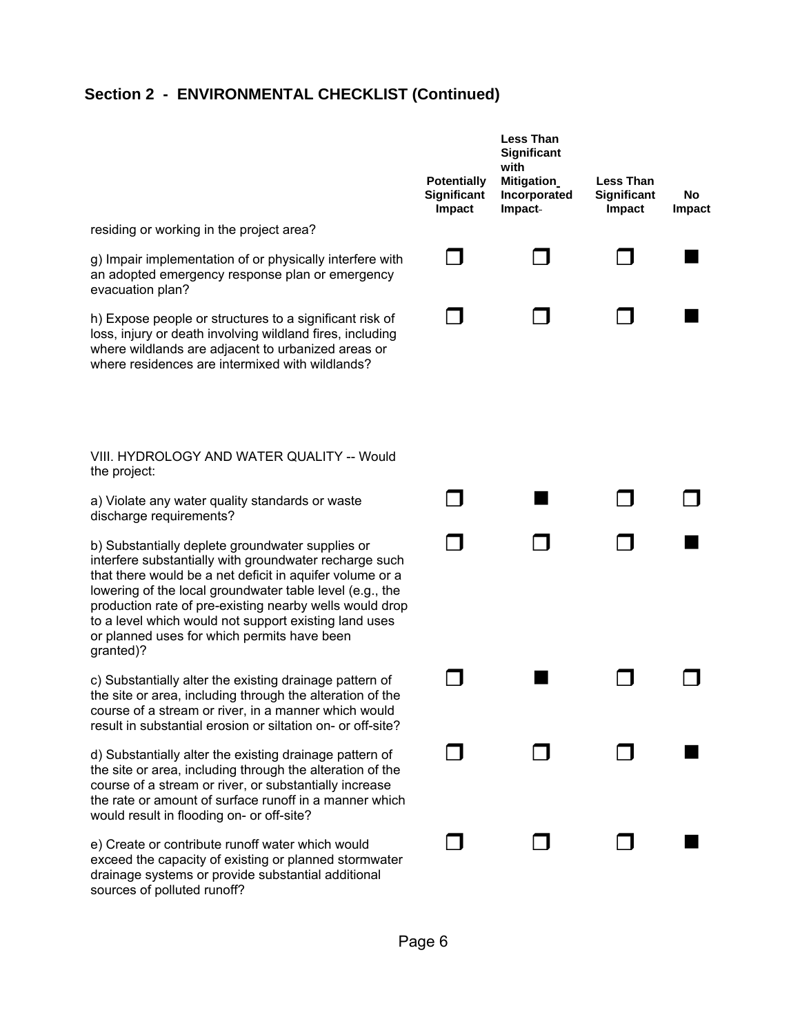## Section 2 - ENVIRONMENTAL CHECKLIST (Continued)

| | Potentially Significant Impact | Less Than Significant with Mitigation Incorporated Impact | Less Than Significant Impact | No Impact |
|---|---|---|---|---|
| residing or working in the project area? | | | | |
| g) Impair implementation of or physically interfere with an adopted emergency response plan or emergency evacuation plan? | ☐ | ☐ | ☐ | ■ |
| h) Expose people or structures to a significant risk of loss, injury or death involving wildland fires, including where wildlands are adjacent to urbanized areas or where residences are intermixed with wildlands? | ☐ | ☐ | ☐ | ■ |
| VIII. HYDROLOGY AND WATER QUALITY -- Would the project: | | | | |
| a) Violate any water quality standards or waste discharge requirements? | ☐ | ■ | ☐ | ☐ |
| b) Substantially deplete groundwater supplies or interfere substantially with groundwater recharge such that there would be a net deficit in aquifer volume or a lowering of the local groundwater table level (e.g., the production rate of pre-existing nearby wells would drop to a level which would not support existing land uses or planned uses for which permits have been granted)? | ☐ | ☐ | ☐ | ■ |
| c) Substantially alter the existing drainage pattern of the site or area, including through the alteration of the course of a stream or river, in a manner which would result in substantial erosion or siltation on- or off-site? | ☐ | ■ | ☐ | ☐ |
| d) Substantially alter the existing drainage pattern of the site or area, including through the alteration of the course of a stream or river, or substantially increase the rate or amount of surface runoff in a manner which would result in flooding on- or off-site? | ☐ | ☐ | ☐ | ■ |
| e) Create or contribute runoff water which would exceed the capacity of existing or planned stormwater drainage systems or provide substantial additional sources of polluted runoff? | ☐ | ☐ | ☐ | ■ |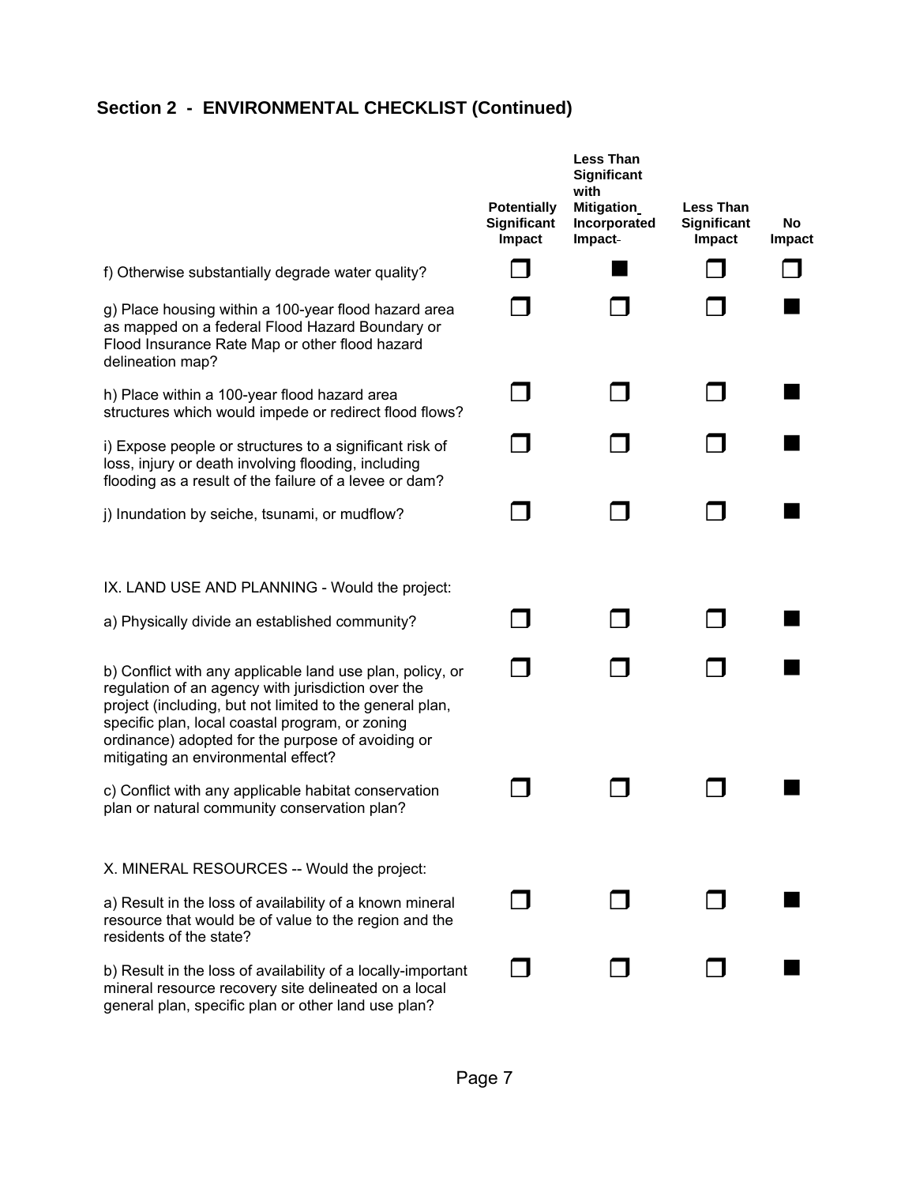## Section 2 - ENVIRONMENTAL CHECKLIST (Continued)

| | Potentially Significant Impact | Less Than Significant with Mitigation Incorporated Impact | Less Than Significant Impact | No Impact |
|---|---|---|---|---|
| f) Otherwise substantially degrade water quality? | ☐ | ■ | ☐ | ☐ |
| g) Place housing within a 100-year flood hazard area as mapped on a federal Flood Hazard Boundary or Flood Insurance Rate Map or other flood hazard delineation map? | ☐ | ☐ | ☐ | ■ |
| h) Place within a 100-year flood hazard area structures which would impede or redirect flood flows? | ☐ | ☐ | ☐ | ■ |
| i) Expose people or structures to a significant risk of loss, injury or death involving flooding, including flooding as a result of the failure of a levee or dam? | ☐ | ☐ | ☐ | ■ |
| j) Inundation by seiche, tsunami, or mudflow? | ☐ | ☐ | ☐ | ■ |
| IX. LAND USE AND PLANNING - Would the project: | | | | |
| a) Physically divide an established community? | ☐ | ☐ | ☐ | ■ |
| b) Conflict with any applicable land use plan, policy, or regulation of an agency with jurisdiction over the project (including, but not limited to the general plan, specific plan, local coastal program, or zoning ordinance) adopted for the purpose of avoiding or mitigating an environmental effect? | ☐ | ☐ | ☐ | ■ |
| c) Conflict with any applicable habitat conservation plan or natural community conservation plan? | ☐ | ☐ | ☐ | ■ |
| X. MINERAL RESOURCES -- Would the project: | | | | |
| a) Result in the loss of availability of a known mineral resource that would be of value to the region and the residents of the state? | ☐ | ☐ | ☐ | ■ |
| b) Result in the loss of availability of a locally-important mineral resource recovery site delineated on a local general plan, specific plan or other land use plan? | ☐ | ☐ | ☐ | ■ |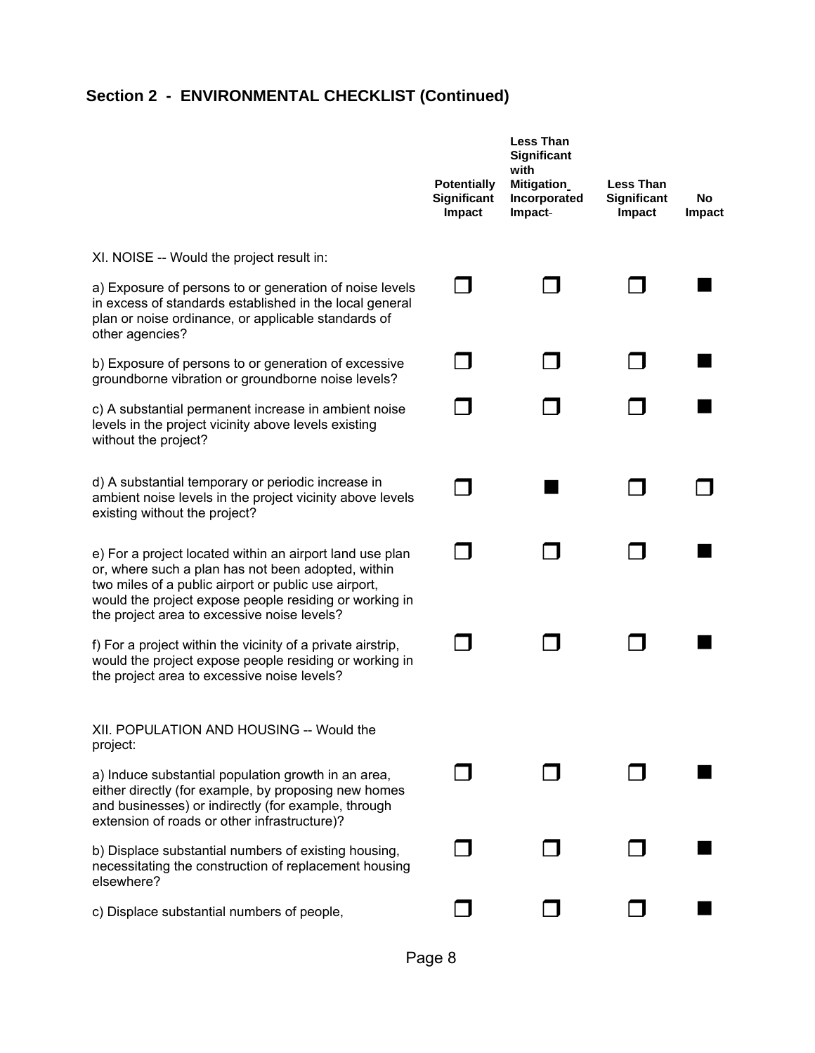## Section 2 - ENVIRONMENTAL CHECKLIST (Continued)

| | Potentially Significant Impact | Less Than Significant with Mitigation Incorporated Impact | Less Than Significant Impact | No Impact |
|---|---|---|---|---|
| XI. NOISE -- Would the project result in: | | | | |
| a) Exposure of persons to or generation of noise levels in excess of standards established in the local general plan or noise ordinance, or applicable standards of other agencies? | ☐ | ☐ | ☐ | ■ |
| b) Exposure of persons to or generation of excessive groundborne vibration or groundborne noise levels? | ☐ | ☐ | ☐ | ■ |
| c) A substantial permanent increase in ambient noise levels in the project vicinity above levels existing without the project? | ☐ | ☐ | ☐ | ■ |
| d) A substantial temporary or periodic increase in ambient noise levels in the project vicinity above levels existing without the project? | ☐ | ■ | ☐ | ☐ |
| e) For a project located within an airport land use plan or, where such a plan has not been adopted, within two miles of a public airport or public use airport, would the project expose people residing or working in the project area to excessive noise levels? | ☐ | ☐ | ☐ | ■ |
| f) For a project within the vicinity of a private airstrip, would the project expose people residing or working in the project area to excessive noise levels? | ☐ | ☐ | ☐ | ■ |
| XII. POPULATION AND HOUSING -- Would the project: | | | | |
| a) Induce substantial population growth in an area, either directly (for example, by proposing new homes and businesses) or indirectly (for example, through extension of roads or other infrastructure)? | ☐ | ☐ | ☐ | ■ |
| b) Displace substantial numbers of existing housing, necessitating the construction of replacement housing elsewhere? | ☐ | ☐ | ☐ | ■ |
| c) Displace substantial numbers of people, | ☐ | ☐ | ☐ | ■ |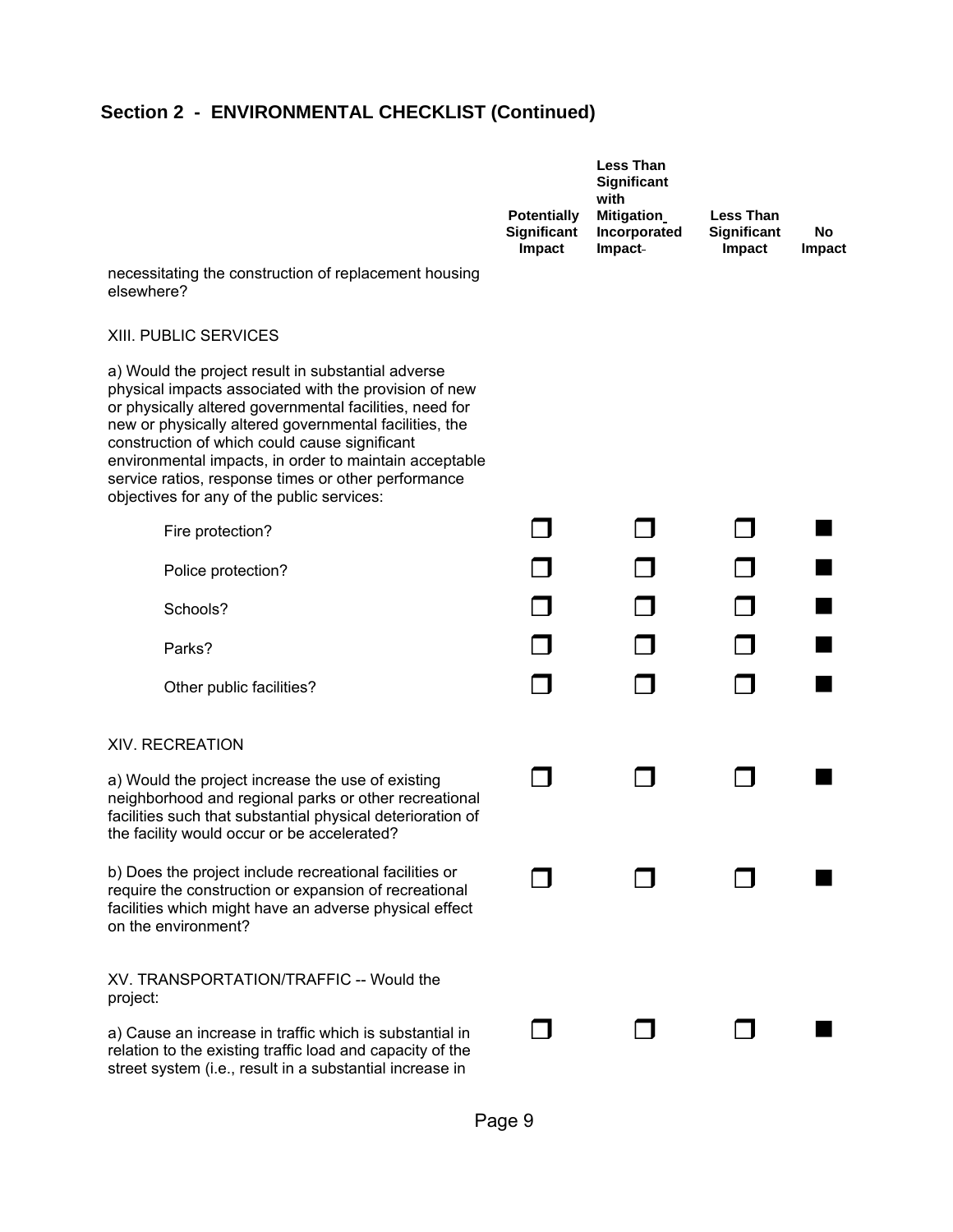## Section 2 - ENVIRONMENTAL CHECKLIST (Continued)

| | Potentially Significant Impact | Less Than Significant with Mitigation Incorporated Impact | Less Than Significant Impact | No Impact |
|---|---|---|---|---|
| necessitating the construction of replacement housing elsewhere? | | | | |
| **XIII. PUBLIC SERVICES** | | | | |
| a) Would the project result in substantial adverse physical impacts associated with the provision of new or physically altered governmental facilities, need for new or physically altered governmental facilities, the construction of which could cause significant environmental impacts, in order to maintain acceptable service ratios, response times or other performance objectives for any of the public services: | | | | |
| Fire protection? | ☐ | ☐ | ☐ | ■ |
| Police protection? | ☐ | ☐ | ☐ | ■ |
| Schools? | ☐ | ☐ | ☐ | ■ |
| Parks? | ☐ | ☐ | ☐ | ■ |
| Other public facilities? | ☐ | ☐ | ☐ | ■ |
| **XIV. RECREATION** | | | | |
| a) Would the project increase the use of existing neighborhood and regional parks or other recreational facilities such that substantial physical deterioration of the facility would occur or be accelerated? | ☐ | ☐ | ☐ | ■ |
| b) Does the project include recreational facilities or require the construction or expansion of recreational facilities which might have an adverse physical effect on the environment? | ☐ | ☐ | ☐ | ■ |
| **XV. TRANSPORTATION/TRAFFIC -- Would the project:** | | | | |
| a) Cause an increase in traffic which is substantial in relation to the existing traffic load and capacity of the street system (i.e., result in a substantial increase in | ☐ | ☐ | ☐ | ■ |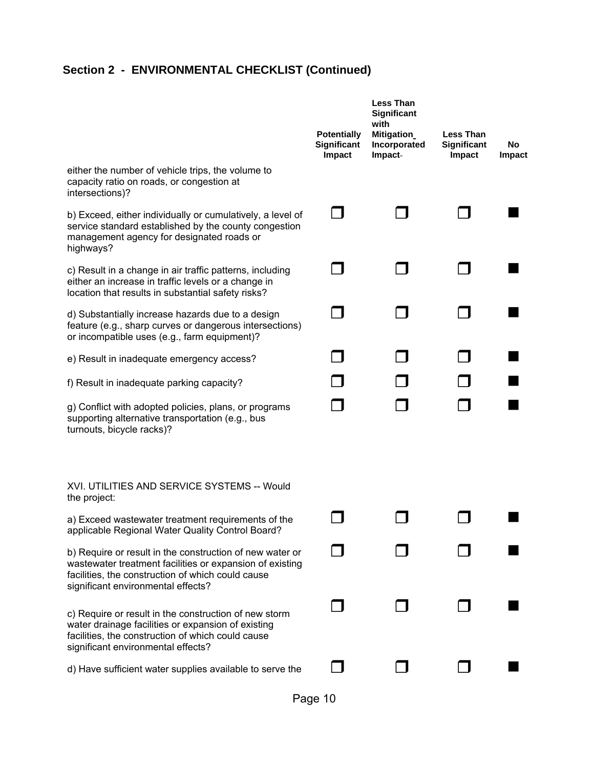## Section 2 - ENVIRONMENTAL CHECKLIST (Continued)

| | Potentially Significant Impact | Less Than Significant with Mitigation Incorporated Impact | Less Than Significant Impact | No Impact |
|---|---|---|---|---|
| either the number of vehicle trips, the volume to capacity ratio on roads, or congestion at intersections)? | | | | |
| b) Exceed, either individually or cumulatively, a level of service standard established by the county congestion management agency for designated roads or highways? | ☐ | ☐ | ☐ | ■ |
| c) Result in a change in air traffic patterns, including either an increase in traffic levels or a change in location that results in substantial safety risks? | ☐ | ☐ | ☐ | ■ |
| d) Substantially increase hazards due to a design feature (e.g., sharp curves or dangerous intersections) or incompatible uses (e.g., farm equipment)? | ☐ | ☐ | ☐ | ■ |
| e) Result in inadequate emergency access? | ☐ | ☐ | ☐ | ■ |
| f) Result in inadequate parking capacity? | ☐ | ☐ | ☐ | ■ |
| g) Conflict with adopted policies, plans, or programs supporting alternative transportation (e.g., bus turnouts, bicycle racks)? | ☐ | ☐ | ☐ | ■ |
| XVI. UTILITIES AND SERVICE SYSTEMS -- Would the project: | | | | |
| a) Exceed wastewater treatment requirements of the applicable Regional Water Quality Control Board? | ☐ | ☐ | ☐ | ■ |
| b) Require or result in the construction of new water or wastewater treatment facilities or expansion of existing facilities, the construction of which could cause significant environmental effects? | ☐ | ☐ | ☐ | ■ |
| c) Require or result in the construction of new storm water drainage facilities or expansion of existing facilities, the construction of which could cause significant environmental effects? | ☐ | ☐ | ☐ | ■ |
| d) Have sufficient water supplies available to serve the | ☐ | ☐ | ☐ | ■ |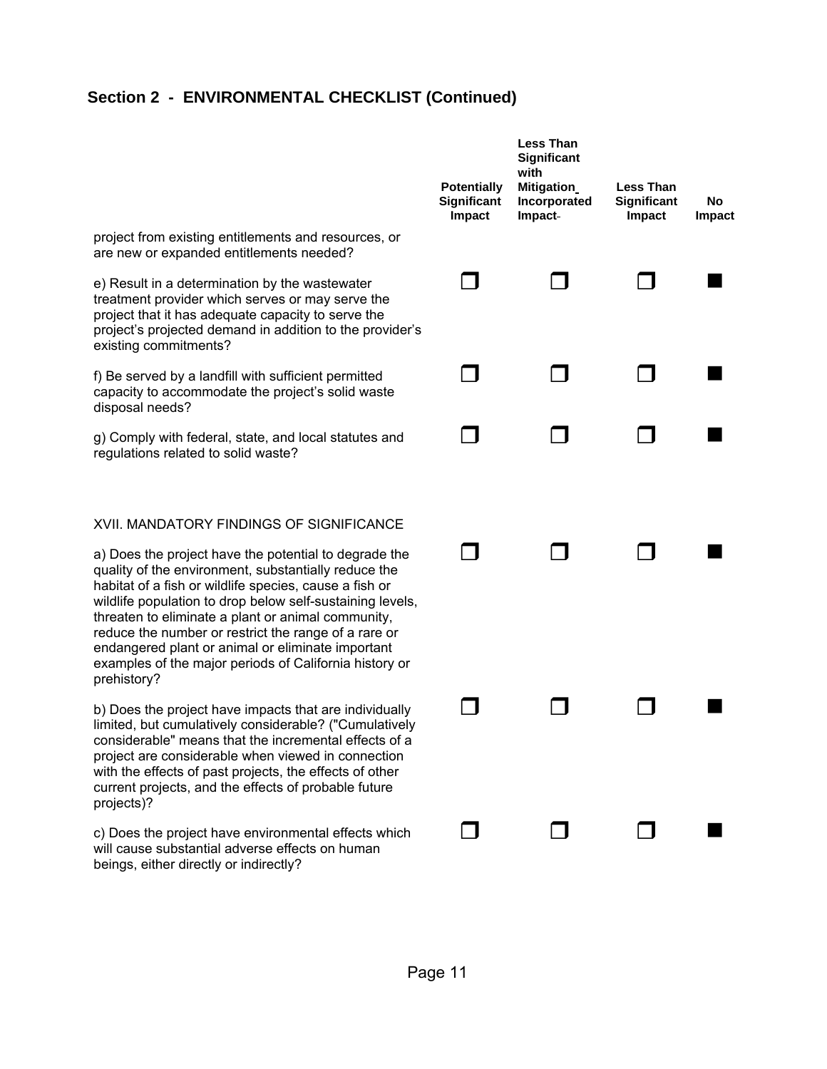## Section 2 - ENVIRONMENTAL CHECKLIST (Continued)

| | Potentially Significant Impact | Less Than Significant with Mitigation Incorporated Impact | Less Than Significant Impact | No Impact |
|---|---|---|---|---|
| project from existing entitlements and resources, or are new or expanded entitlements needed? | | | | |
| e) Result in a determination by the wastewater treatment provider which serves or may serve the project that it has adequate capacity to serve the project's projected demand in addition to the provider's existing commitments? | ☐ | ☐ | ☐ | ■ |
| f) Be served by a landfill with sufficient permitted capacity to accommodate the project's solid waste disposal needs? | ☐ | ☐ | ☐ | ■ |
| g) Comply with federal, state, and local statutes and regulations related to solid waste? | ☐ | ☐ | ☐ | ■ |
| XVII. MANDATORY FINDINGS OF SIGNIFICANCE | | | | |
| a) Does the project have the potential to degrade the quality of the environment, substantially reduce the habitat of a fish or wildlife species, cause a fish or wildlife population to drop below self-sustaining levels, threaten to eliminate a plant or animal community, reduce the number or restrict the range of a rare or endangered plant or animal or eliminate important examples of the major periods of California history or prehistory? | ☐ | ☐ | ☐ | ■ |
| b) Does the project have impacts that are individually limited, but cumulatively considerable? ("Cumulatively considerable" means that the incremental effects of a project are considerable when viewed in connection with the effects of past projects, the effects of other current projects, and the effects of probable future projects)? | ☐ | ☐ | ☐ | ■ |
| c) Does the project have environmental effects which will cause substantial adverse effects on human beings, either directly or indirectly? | ☐ | ☐ | ☐ | ■ |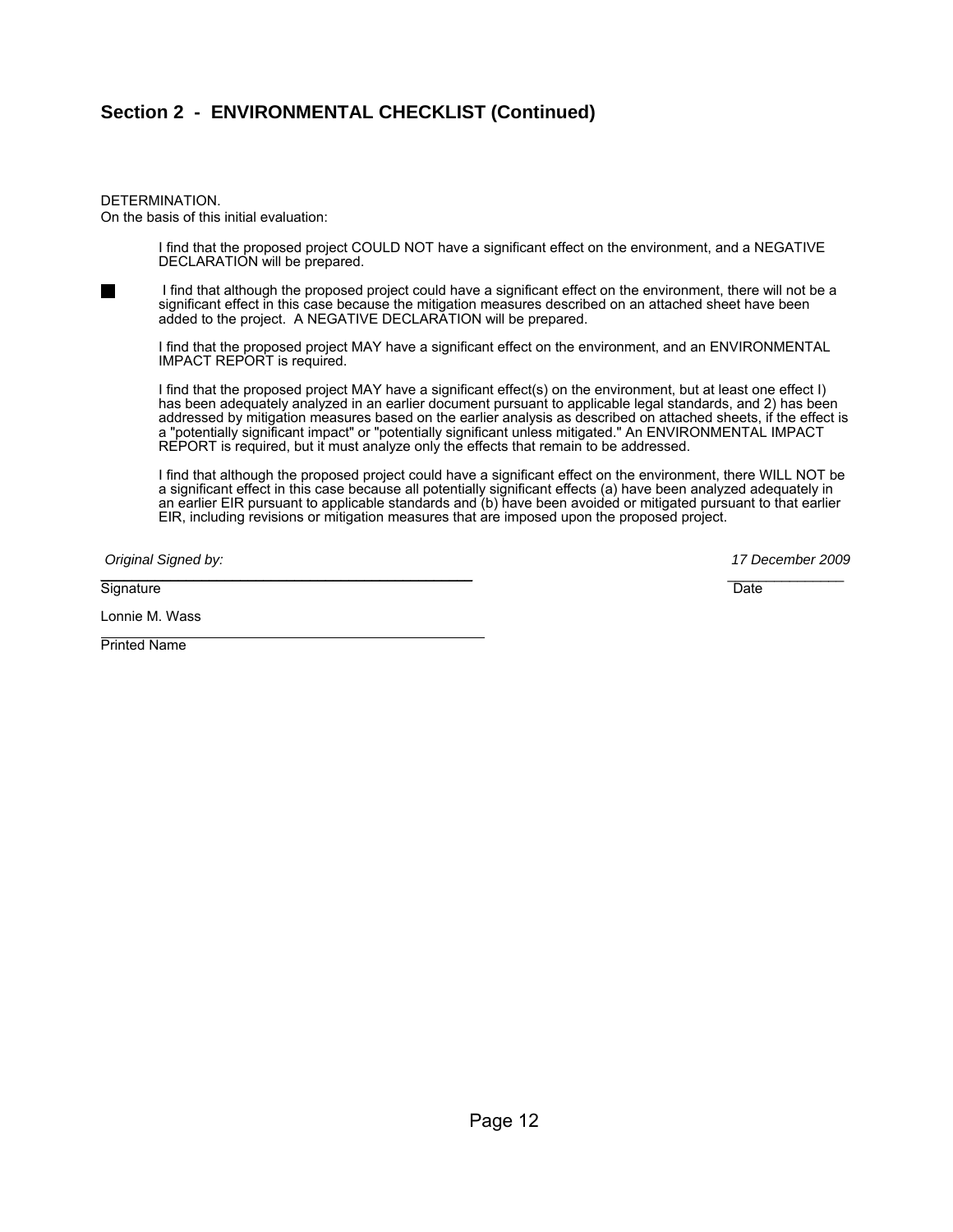## Section 2 - ENVIRONMENTAL CHECKLIST (Continued)

DETERMINATION.
On the basis of this initial evaluation:

☐ I find that the proposed project COULD NOT have a significant effect on the environment, and a NEGATIVE DECLARATION will be prepared.

■ I find that although the proposed project could have a significant effect on the environment, there will not be a significant effect in this case because the mitigation measures described on an attached sheet have been added to the project. A NEGATIVE DECLARATION will be prepared.

☐ I find that the proposed project MAY have a significant effect on the environment, and an ENVIRONMENTAL IMPACT REPORT is required.

☐ I find that the proposed project MAY have a significant effect(s) on the environment, but at least one effect I) has been adequately analyzed in an earlier document pursuant to applicable legal standards, and 2) has been addressed by mitigation measures based on the earlier analysis as described on attached sheets, if the effect is a "potentially significant impact" or "potentially significant unless mitigated." An ENVIRONMENTAL IMPACT REPORT is required, but it must analyze only the effects that remain to be addressed.

☐ I find that although the proposed project could have a significant effect on the environment, there WILL NOT be a significant effect in this case because all potentially significant effects (a) have been analyzed adequately in an earlier EIR pursuant to applicable standards and (b) have been avoided or mitigated pursuant to that earlier EIR, including revisions or mitigation measures that are imposed upon the proposed project.

*Original Signed by:* *17 December 2009*

Signature Date

Lonnie M. Wass

Printed Name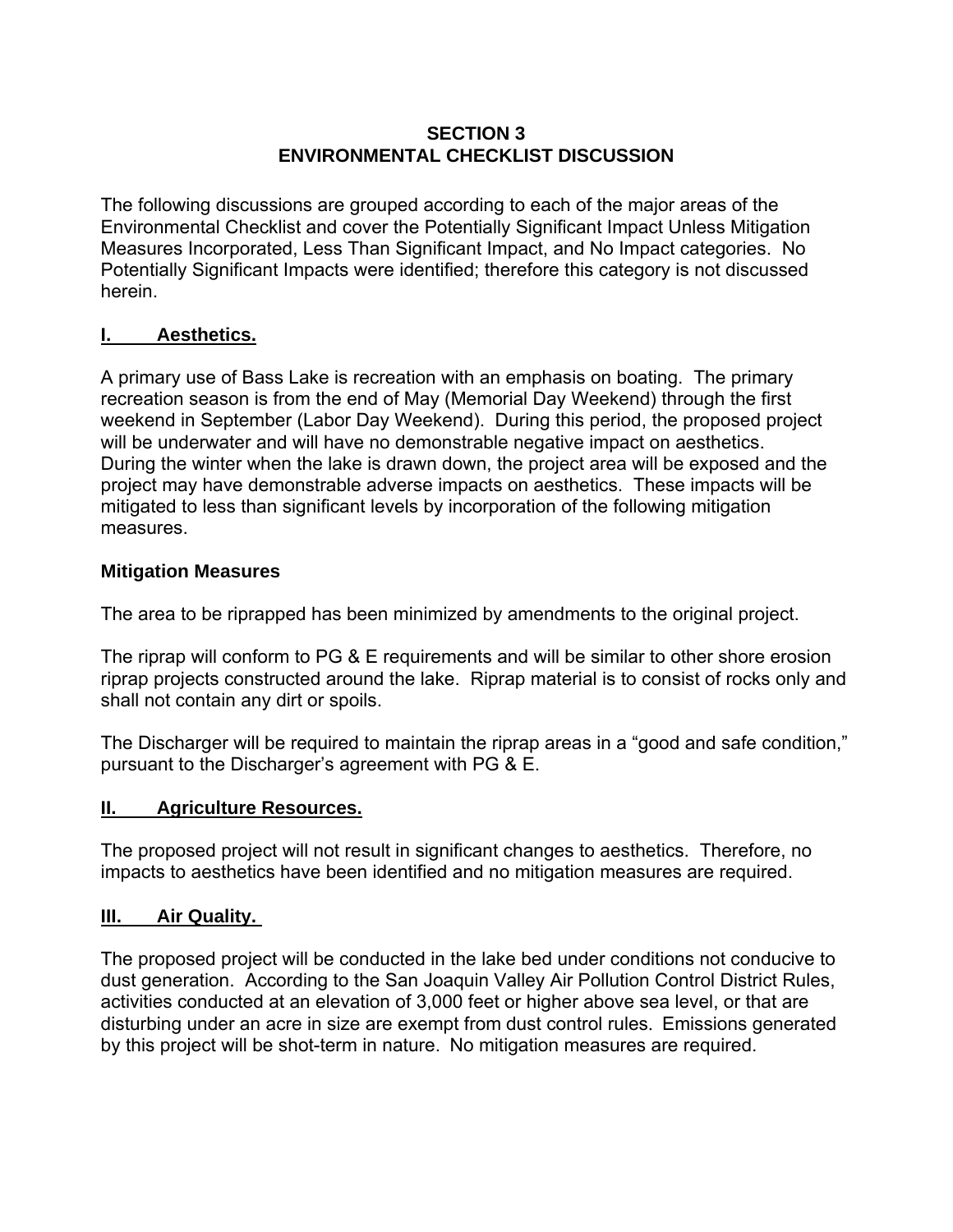## SECTION 3
## ENVIRONMENTAL CHECKLIST DISCUSSION

The following discussions are grouped according to each of the major areas of the Environmental Checklist and cover the Potentially Significant Impact Unless Mitigation Measures Incorporated, Less Than Significant Impact, and No Impact categories. No Potentially Significant Impacts were identified; therefore this category is not discussed herein.

### I. Aesthetics.

A primary use of Bass Lake is recreation with an emphasis on boating. The primary recreation season is from the end of May (Memorial Day Weekend) through the first weekend in September (Labor Day Weekend). During this period, the proposed project will be underwater and will have no demonstrable negative impact on aesthetics. During the winter when the lake is drawn down, the project area will be exposed and the project may have demonstrable adverse impacts on aesthetics. These impacts will be mitigated to less than significant levels by incorporation of the following mitigation measures.

**Mitigation Measures**

The area to be riprapped has been minimized by amendments to the original project.

The riprap will conform to PG & E requirements and will be similar to other shore erosion riprap projects constructed around the lake. Riprap material is to consist of rocks only and shall not contain any dirt or spoils.

The Discharger will be required to maintain the riprap areas in a "good and safe condition," pursuant to the Discharger's agreement with PG & E.

### II. Agriculture Resources.

The proposed project will not result in significant changes to aesthetics. Therefore, no impacts to aesthetics have been identified and no mitigation measures are required.

### III. Air Quality.

The proposed project will be conducted in the lake bed under conditions not conducive to dust generation. According to the San Joaquin Valley Air Pollution Control District Rules, activities conducted at an elevation of 3,000 feet or higher above sea level, or that are disturbing under an acre in size are exempt from dust control rules. Emissions generated by this project will be shot-term in nature. No mitigation measures are required.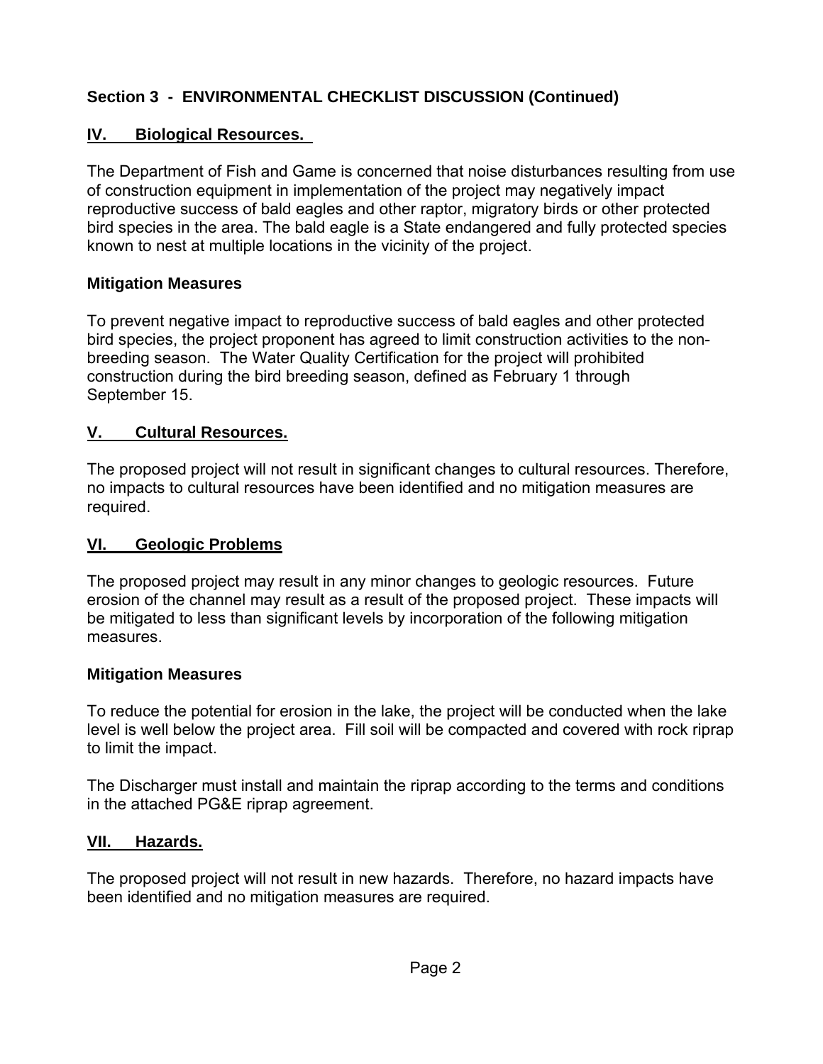## Section 3 - ENVIRONMENTAL CHECKLIST DISCUSSION (Continued)

### IV. Biological Resources.

The Department of Fish and Game is concerned that noise disturbances resulting from use of construction equipment in implementation of the project may negatively impact reproductive success of bald eagles and other raptor, migratory birds or other protected bird species in the area. The bald eagle is a State endangered and fully protected species known to nest at multiple locations in the vicinity of the project.

**Mitigation Measures**

To prevent negative impact to reproductive success of bald eagles and other protected bird species, the project proponent has agreed to limit construction activities to the non-breeding season. The Water Quality Certification for the project will prohibited construction during the bird breeding season, defined as February 1 through September 15.

### V. Cultural Resources.

The proposed project will not result in significant changes to cultural resources. Therefore, no impacts to cultural resources have been identified and no mitigation measures are required.

### VI. Geologic Problems

The proposed project may result in any minor changes to geologic resources. Future erosion of the channel may result as a result of the proposed project. These impacts will be mitigated to less than significant levels by incorporation of the following mitigation measures.

**Mitigation Measures**

To reduce the potential for erosion in the lake, the project will be conducted when the lake level is well below the project area. Fill soil will be compacted and covered with rock riprap to limit the impact.

The Discharger must install and maintain the riprap according to the terms and conditions in the attached PG&E riprap agreement.

### VII. Hazards.

The proposed project will not result in new hazards. Therefore, no hazard impacts have been identified and no mitigation measures are required.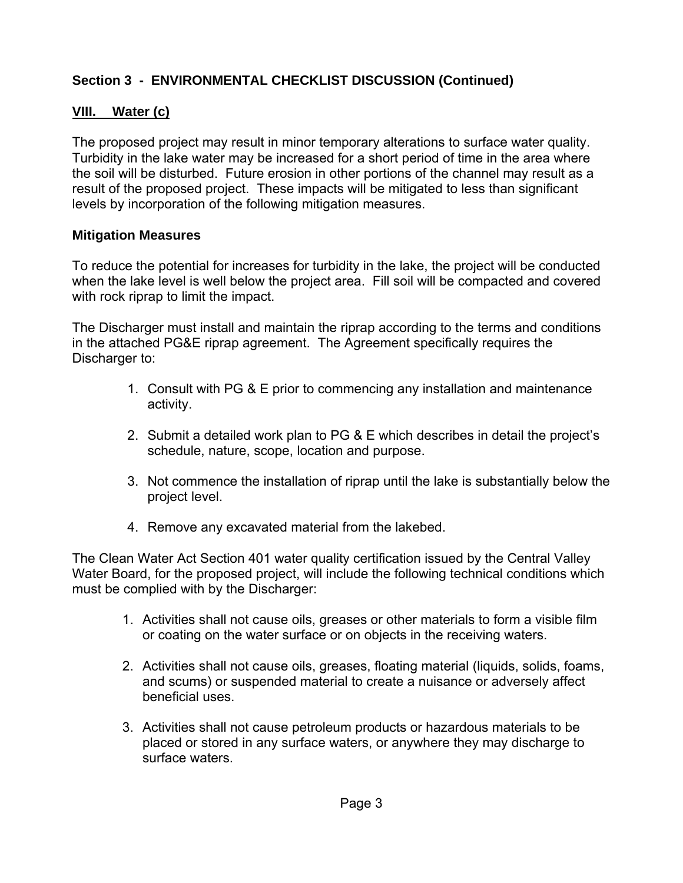## Section 3 - ENVIRONMENTAL CHECKLIST DISCUSSION (Continued)

### VIII. Water (c)

The proposed project may result in minor temporary alterations to surface water quality. Turbidity in the lake water may be increased for a short period of time in the area where the soil will be disturbed. Future erosion in other portions of the channel may result as a result of the proposed project. These impacts will be mitigated to less than significant levels by incorporation of the following mitigation measures.

**Mitigation Measures**

To reduce the potential for increases for turbidity in the lake, the project will be conducted when the lake level is well below the project area. Fill soil will be compacted and covered with rock riprap to limit the impact.

The Discharger must install and maintain the riprap according to the terms and conditions in the attached PG&E riprap agreement. The Agreement specifically requires the Discharger to:

1. Consult with PG & E prior to commencing any installation and maintenance activity.
2. Submit a detailed work plan to PG & E which describes in detail the project's schedule, nature, scope, location and purpose.
3. Not commence the installation of riprap until the lake is substantially below the project level.
4. Remove any excavated material from the lakebed.

The Clean Water Act Section 401 water quality certification issued by the Central Valley Water Board, for the proposed project, will include the following technical conditions which must be complied with by the Discharger:

1. Activities shall not cause oils, greases or other materials to form a visible film or coating on the water surface or on objects in the receiving waters.
2. Activities shall not cause oils, greases, floating material (liquids, solids, foams, and scums) or suspended material to create a nuisance or adversely affect beneficial uses.
3. Activities shall not cause petroleum products or hazardous materials to be placed or stored in any surface waters, or anywhere they may discharge to surface waters.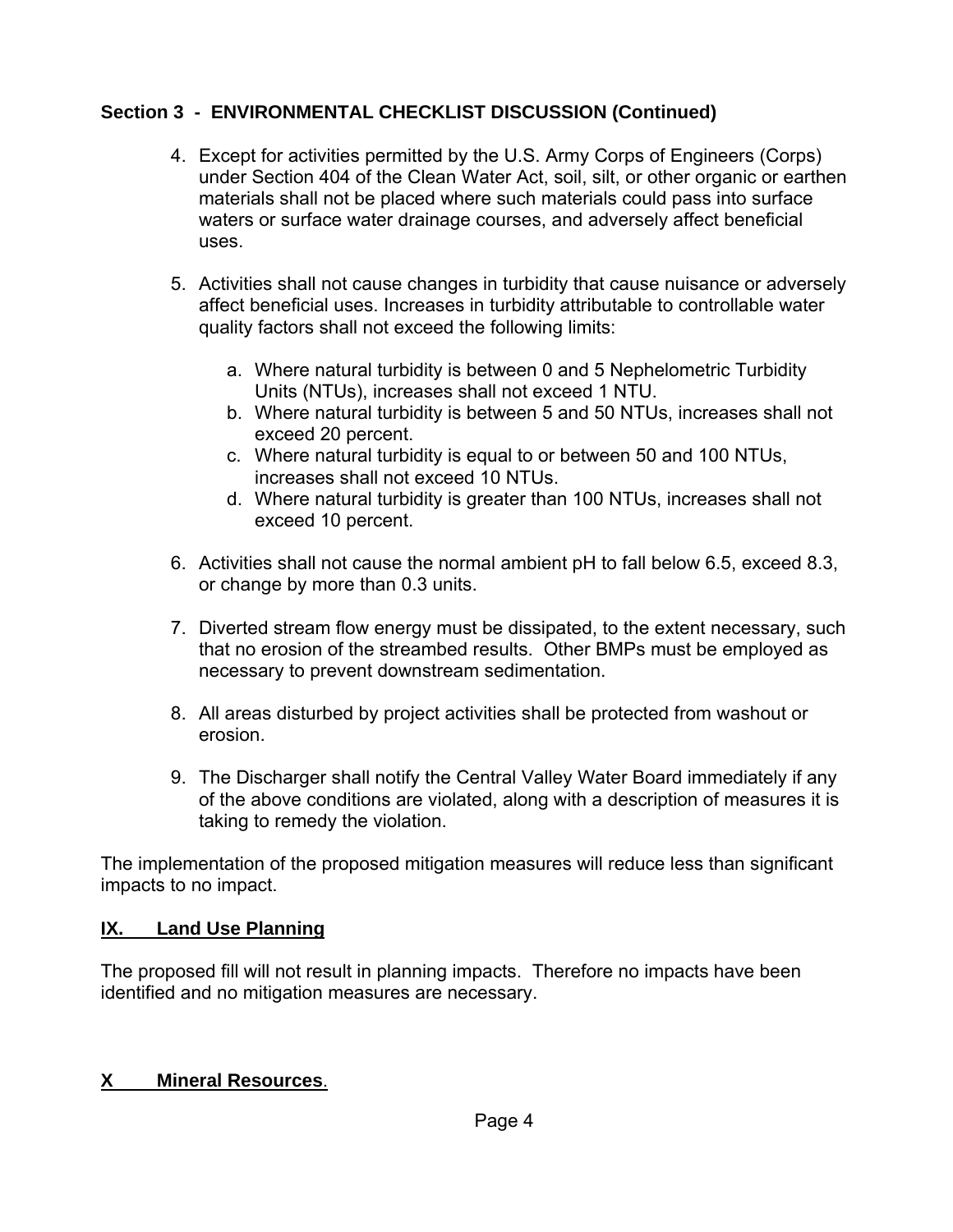**Section 3 - ENVIRONMENTAL CHECKLIST DISCUSSION (Continued)**

4. Except for activities permitted by the U.S. Army Corps of Engineers (Corps) under Section 404 of the Clean Water Act, soil, silt, or other organic or earthen materials shall not be placed where such materials could pass into surface waters or surface water drainage courses, and adversely affect beneficial uses.

5. Activities shall not cause changes in turbidity that cause nuisance or adversely affect beneficial uses. Increases in turbidity attributable to controllable water quality factors shall not exceed the following limits:

   a. Where natural turbidity is between 0 and 5 Nephelometric Turbidity Units (NTUs), increases shall not exceed 1 NTU.
   b. Where natural turbidity is between 5 and 50 NTUs, increases shall not exceed 20 percent.
   c. Where natural turbidity is equal to or between 50 and 100 NTUs, increases shall not exceed 10 NTUs.
   d. Where natural turbidity is greater than 100 NTUs, increases shall not exceed 10 percent.

6. Activities shall not cause the normal ambient pH to fall below 6.5, exceed 8.3, or change by more than 0.3 units.

7. Diverted stream flow energy must be dissipated, to the extent necessary, such that no erosion of the streambed results. Other BMPs must be employed as necessary to prevent downstream sedimentation.

8. All areas disturbed by project activities shall be protected from washout or erosion.

9. The Discharger shall notify the Central Valley Water Board immediately if any of the above conditions are violated, along with a description of measures it is taking to remedy the violation.

The implementation of the proposed mitigation measures will reduce less than significant impacts to no impact.

## IX. Land Use Planning

The proposed fill will not result in planning impacts. Therefore no impacts have been identified and no mitigation measures are necessary.

## X Mineral Resources.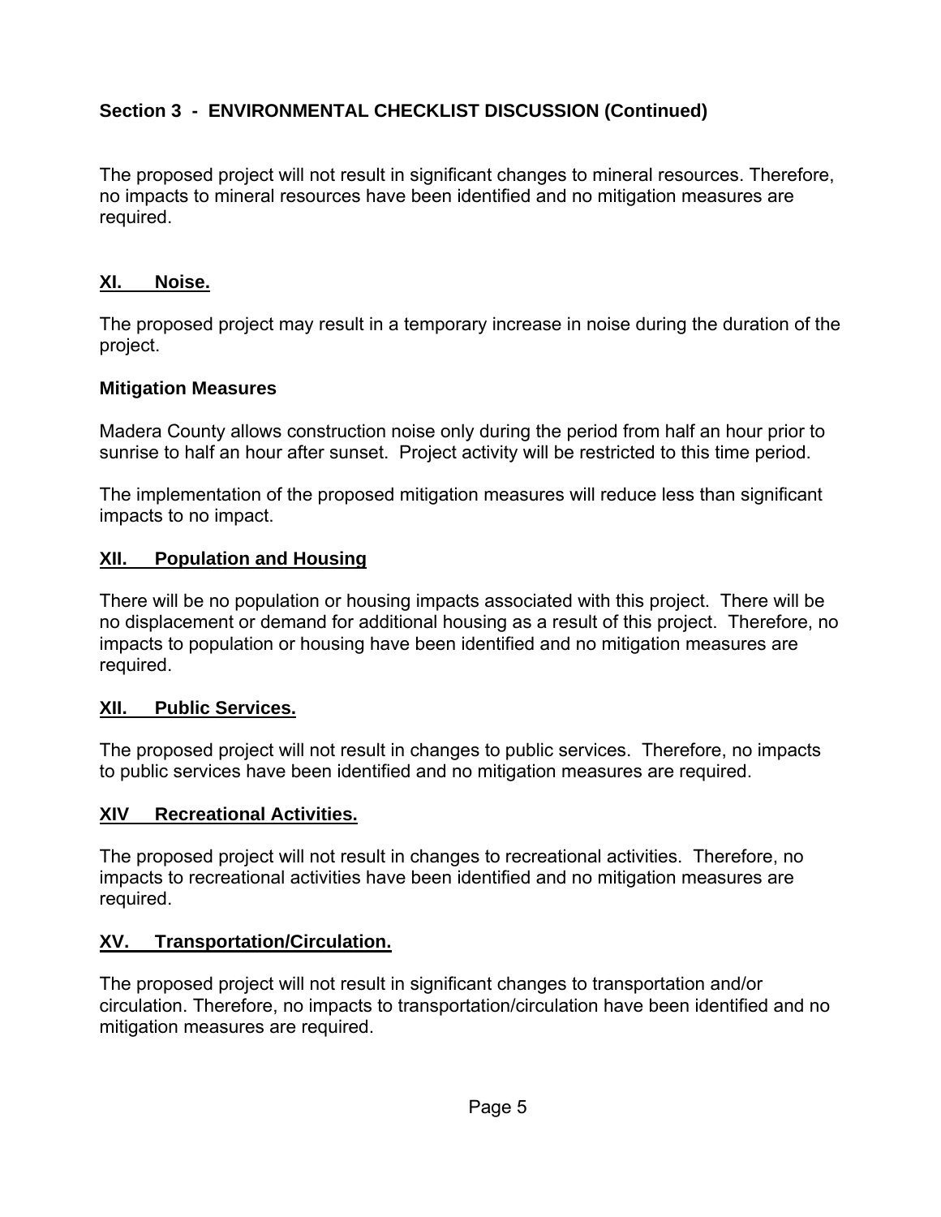## Section 3 - ENVIRONMENTAL CHECKLIST DISCUSSION (Continued)

The proposed project will not result in significant changes to mineral resources. Therefore, no impacts to mineral resources have been identified and no mitigation measures are required.

### XI. Noise.

The proposed project may result in a temporary increase in noise during the duration of the project.

**Mitigation Measures**

Madera County allows construction noise only during the period from half an hour prior to sunrise to half an hour after sunset. Project activity will be restricted to this time period.

The implementation of the proposed mitigation measures will reduce less than significant impacts to no impact.

### XII. Population and Housing

There will be no population or housing impacts associated with this project. There will be no displacement or demand for additional housing as a result of this project. Therefore, no impacts to population or housing have been identified and no mitigation measures are required.

### XII. Public Services.

The proposed project will not result in changes to public services. Therefore, no impacts to public services have been identified and no mitigation measures are required.

### XIV Recreational Activities.

The proposed project will not result in changes to recreational activities. Therefore, no impacts to recreational activities have been identified and no mitigation measures are required.

### XV. Transportation/Circulation.

The proposed project will not result in significant changes to transportation and/or circulation. Therefore, no impacts to transportation/circulation have been identified and no mitigation measures are required.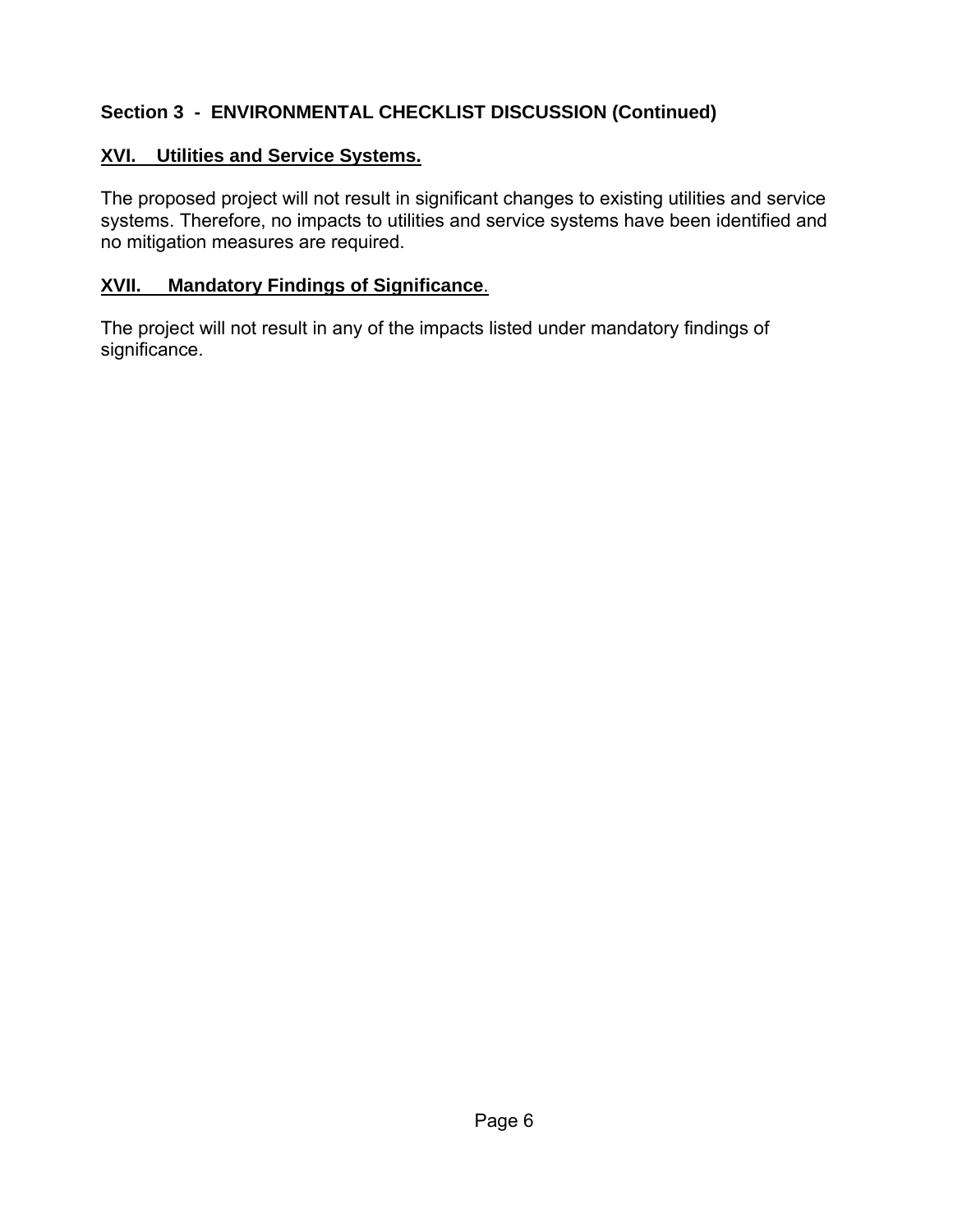## Section 3 - ENVIRONMENTAL CHECKLIST DISCUSSION (Continued)

### XVI. Utilities and Service Systems.

The proposed project will not result in significant changes to existing utilities and service systems. Therefore, no impacts to utilities and service systems have been identified and no mitigation measures are required.

### XVII. Mandatory Findings of Significance.

The project will not result in any of the impacts listed under mandatory findings of significance.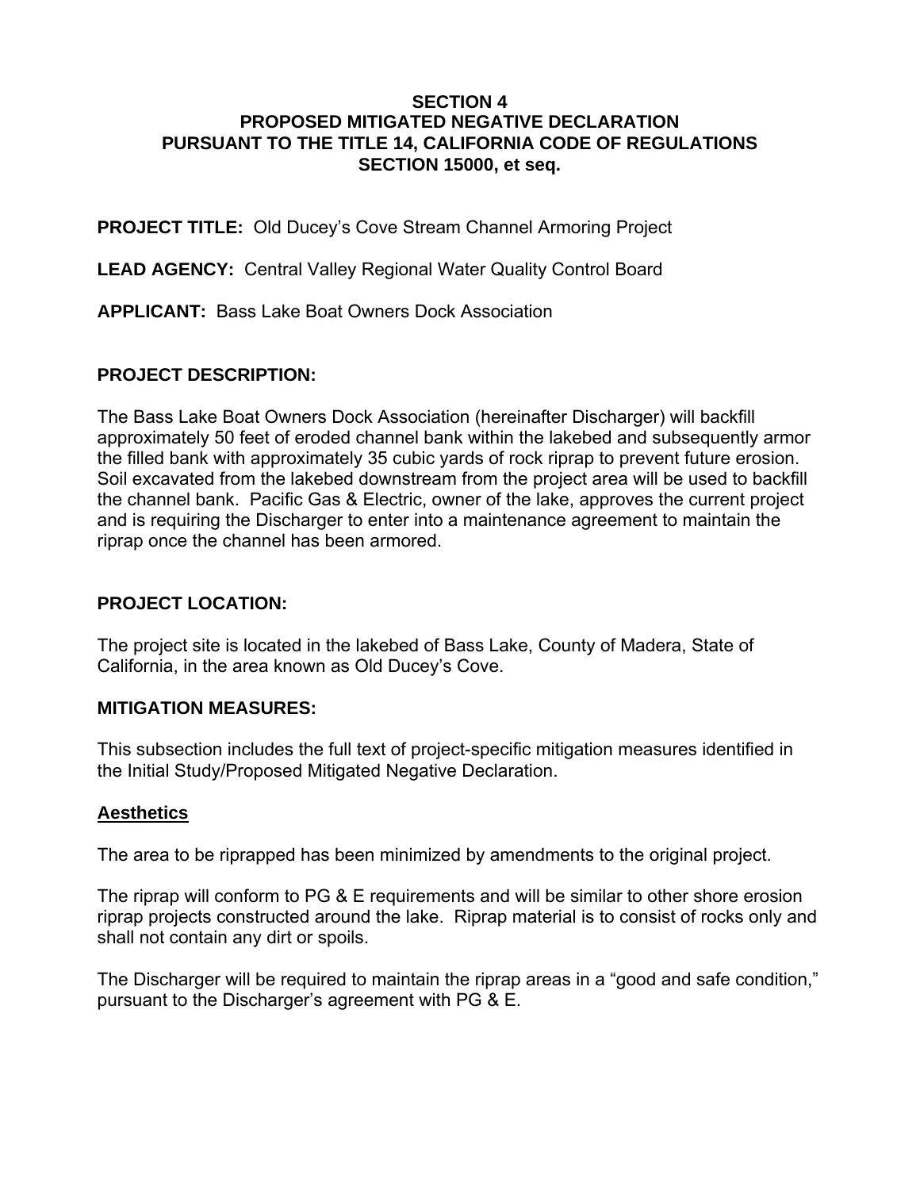# SECTION 4
# PROPOSED MITIGATED NEGATIVE DECLARATION
# PURSUANT TO THE TITLE 14, CALIFORNIA CODE OF REGULATIONS
# SECTION 15000, et seq.

**PROJECT TITLE:** Old Ducey's Cove Stream Channel Armoring Project

**LEAD AGENCY:** Central Valley Regional Water Quality Control Board

**APPLICANT:** Bass Lake Boat Owners Dock Association

## PROJECT DESCRIPTION:

The Bass Lake Boat Owners Dock Association (hereinafter Discharger) will backfill approximately 50 feet of eroded channel bank within the lakebed and subsequently armor the filled bank with approximately 35 cubic yards of rock riprap to prevent future erosion. Soil excavated from the lakebed downstream from the project area will be used to backfill the channel bank. Pacific Gas & Electric, owner of the lake, approves the current project and is requiring the Discharger to enter into a maintenance agreement to maintain the riprap once the channel has been armored.

## PROJECT LOCATION:

The project site is located in the lakebed of Bass Lake, County of Madera, State of California, in the area known as Old Ducey's Cove.

## MITIGATION MEASURES:

This subsection includes the full text of project-specific mitigation measures identified in the Initial Study/Proposed Mitigated Negative Declaration.

### Aesthetics

The area to be riprapped has been minimized by amendments to the original project.

The riprap will conform to PG & E requirements and will be similar to other shore erosion riprap projects constructed around the lake. Riprap material is to consist of rocks only and shall not contain any dirt or spoils.

The Discharger will be required to maintain the riprap areas in a "good and safe condition," pursuant to the Discharger's agreement with PG & E.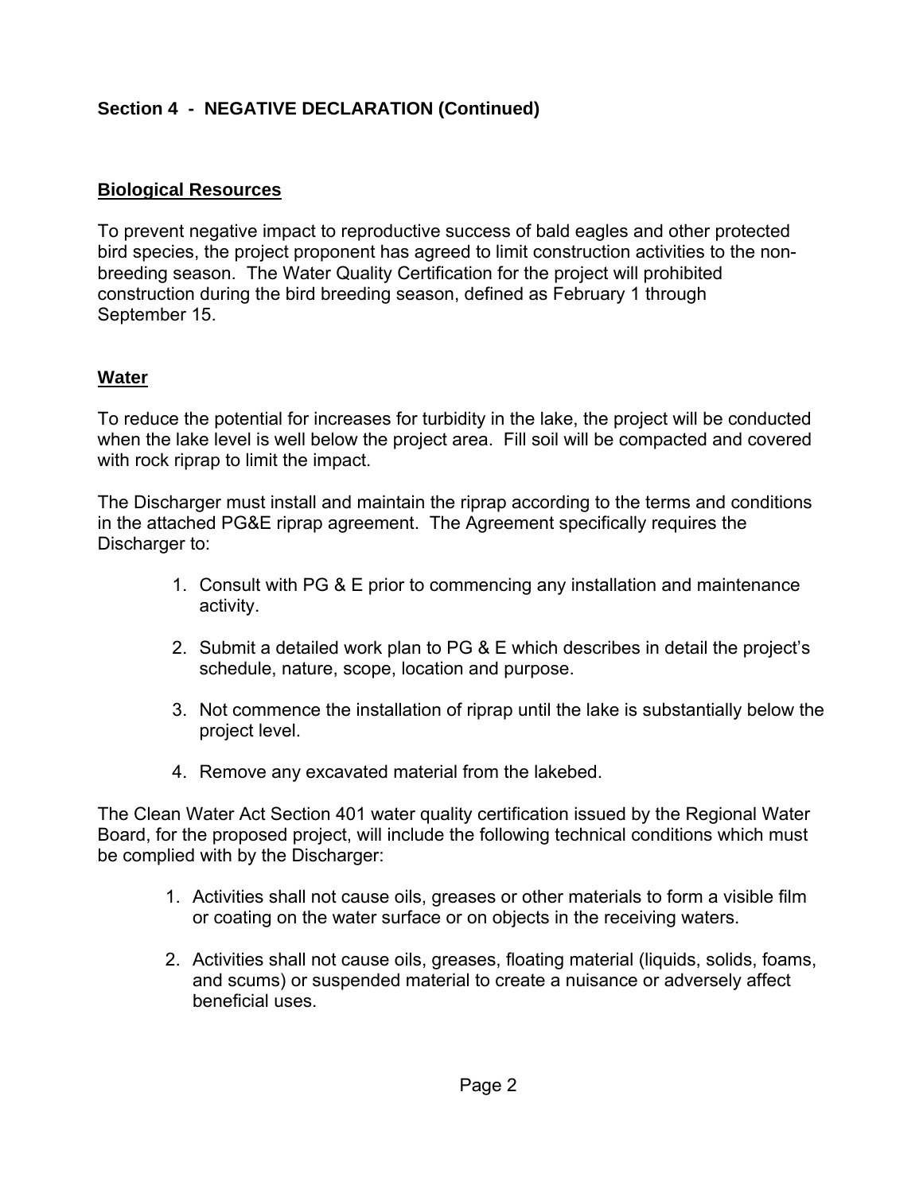## Section 4 - NEGATIVE DECLARATION (Continued)

### Biological Resources

To prevent negative impact to reproductive success of bald eagles and other protected bird species, the project proponent has agreed to limit construction activities to the non-breeding season. The Water Quality Certification for the project will prohibited construction during the bird breeding season, defined as February 1 through September 15.

### Water

To reduce the potential for increases for turbidity in the lake, the project will be conducted when the lake level is well below the project area. Fill soil will be compacted and covered with rock riprap to limit the impact.

The Discharger must install and maintain the riprap according to the terms and conditions in the attached PG&E riprap agreement. The Agreement specifically requires the Discharger to:

1. Consult with PG & E prior to commencing any installation and maintenance activity.

2. Submit a detailed work plan to PG & E which describes in detail the project's schedule, nature, scope, location and purpose.

3. Not commence the installation of riprap until the lake is substantially below the project level.

4. Remove any excavated material from the lakebed.

The Clean Water Act Section 401 water quality certification issued by the Regional Water Board, for the proposed project, will include the following technical conditions which must be complied with by the Discharger:

1. Activities shall not cause oils, greases or other materials to form a visible film or coating on the water surface or on objects in the receiving waters.

2. Activities shall not cause oils, greases, floating material (liquids, solids, foams, and scums) or suspended material to create a nuisance or adversely affect beneficial uses.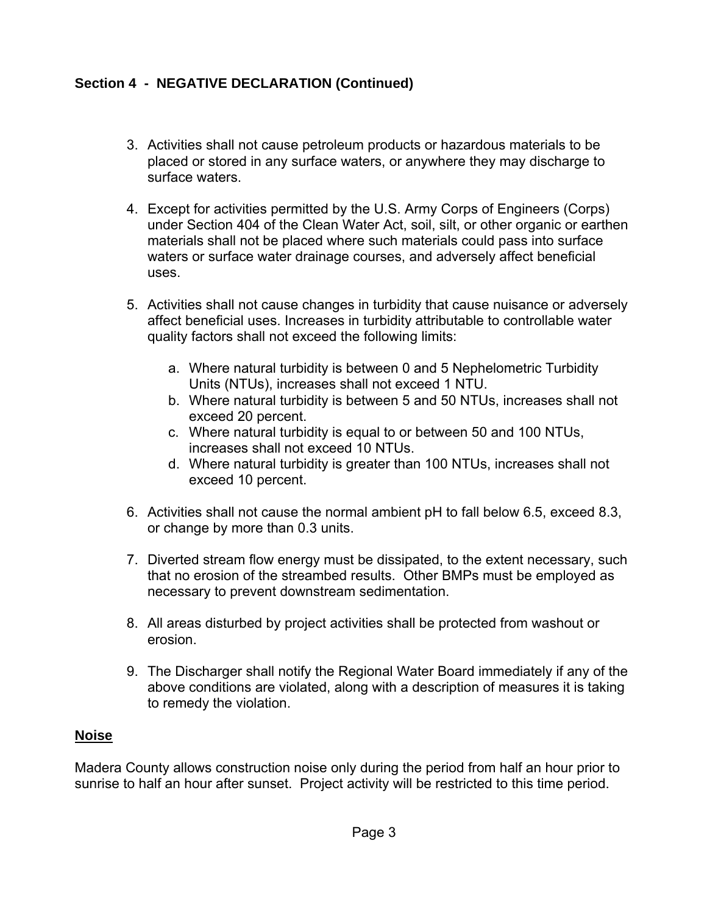**Section 4 - NEGATIVE DECLARATION (Continued)**

3. Activities shall not cause petroleum products or hazardous materials to be placed or stored in any surface waters, or anywhere they may discharge to surface waters.

4. Except for activities permitted by the U.S. Army Corps of Engineers (Corps) under Section 404 of the Clean Water Act, soil, silt, or other organic or earthen materials shall not be placed where such materials could pass into surface waters or surface water drainage courses, and adversely affect beneficial uses.

5. Activities shall not cause changes in turbidity that cause nuisance or adversely affect beneficial uses. Increases in turbidity attributable to controllable water quality factors shall not exceed the following limits:

   a. Where natural turbidity is between 0 and 5 Nephelometric Turbidity Units (NTUs), increases shall not exceed 1 NTU.
   b. Where natural turbidity is between 5 and 50 NTUs, increases shall not exceed 20 percent.
   c. Where natural turbidity is equal to or between 50 and 100 NTUs, increases shall not exceed 10 NTUs.
   d. Where natural turbidity is greater than 100 NTUs, increases shall not exceed 10 percent.

6. Activities shall not cause the normal ambient pH to fall below 6.5, exceed 8.3, or change by more than 0.3 units.

7. Diverted stream flow energy must be dissipated, to the extent necessary, such that no erosion of the streambed results. Other BMPs must be employed as necessary to prevent downstream sedimentation.

8. All areas disturbed by project activities shall be protected from washout or erosion.

9. The Discharger shall notify the Regional Water Board immediately if any of the above conditions are violated, along with a description of measures it is taking to remedy the violation.

**Noise**

Madera County allows construction noise only during the period from half an hour prior to sunrise to half an hour after sunset. Project activity will be restricted to this time period.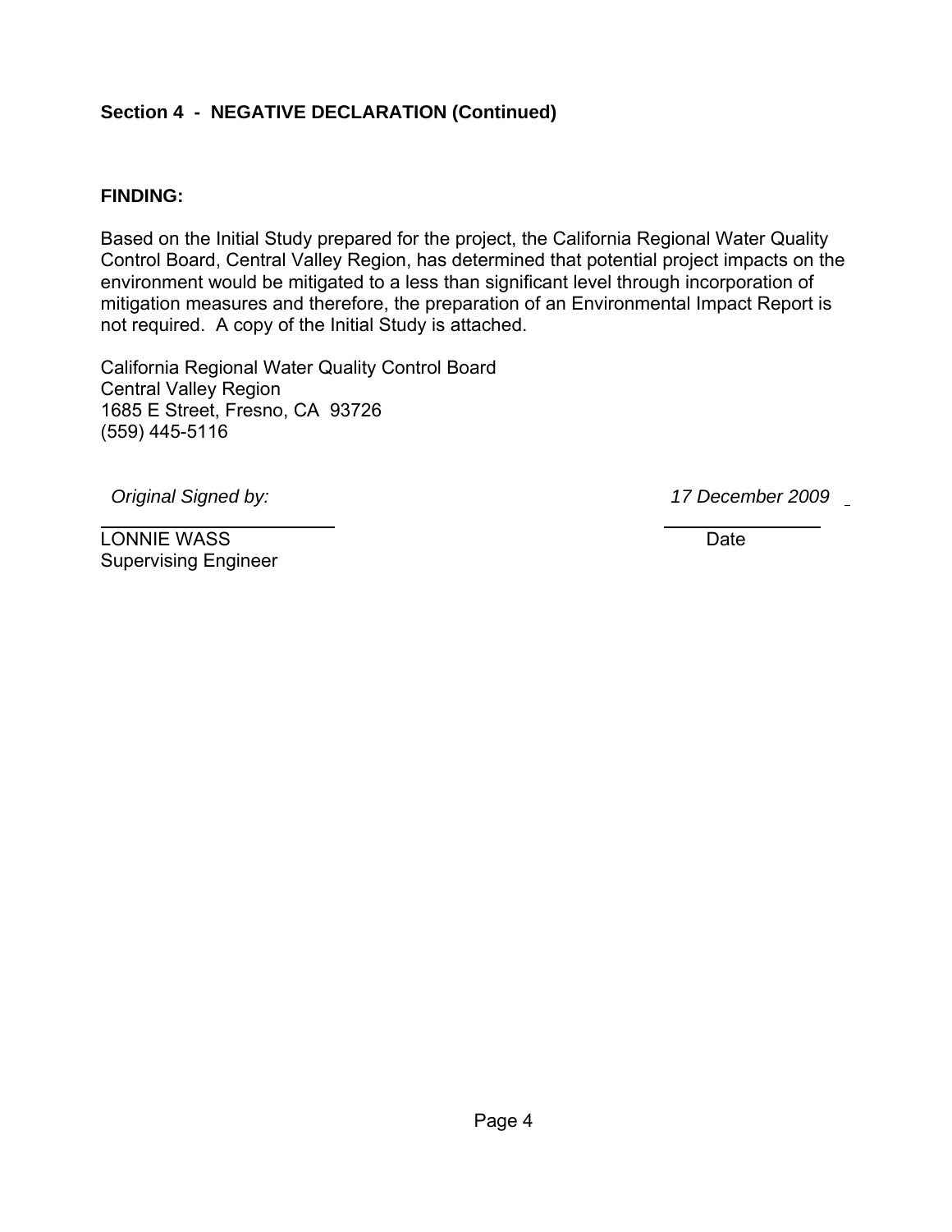**Section 4 - NEGATIVE DECLARATION (Continued)**

**FINDING:**

Based on the Initial Study prepared for the project, the California Regional Water Quality Control Board, Central Valley Region, has determined that potential project impacts on the environment would be mitigated to a less than significant level through incorporation of mitigation measures and therefore, the preparation of an Environmental Impact Report is not required. A copy of the Initial Study is attached.

California Regional Water Quality Control Board
Central Valley Region
1685 E Street, Fresno, CA 93726
(559) 445-5116

*Original Signed by:* *17 December 2009*

LONNIE WASS Date
Supervising Engineer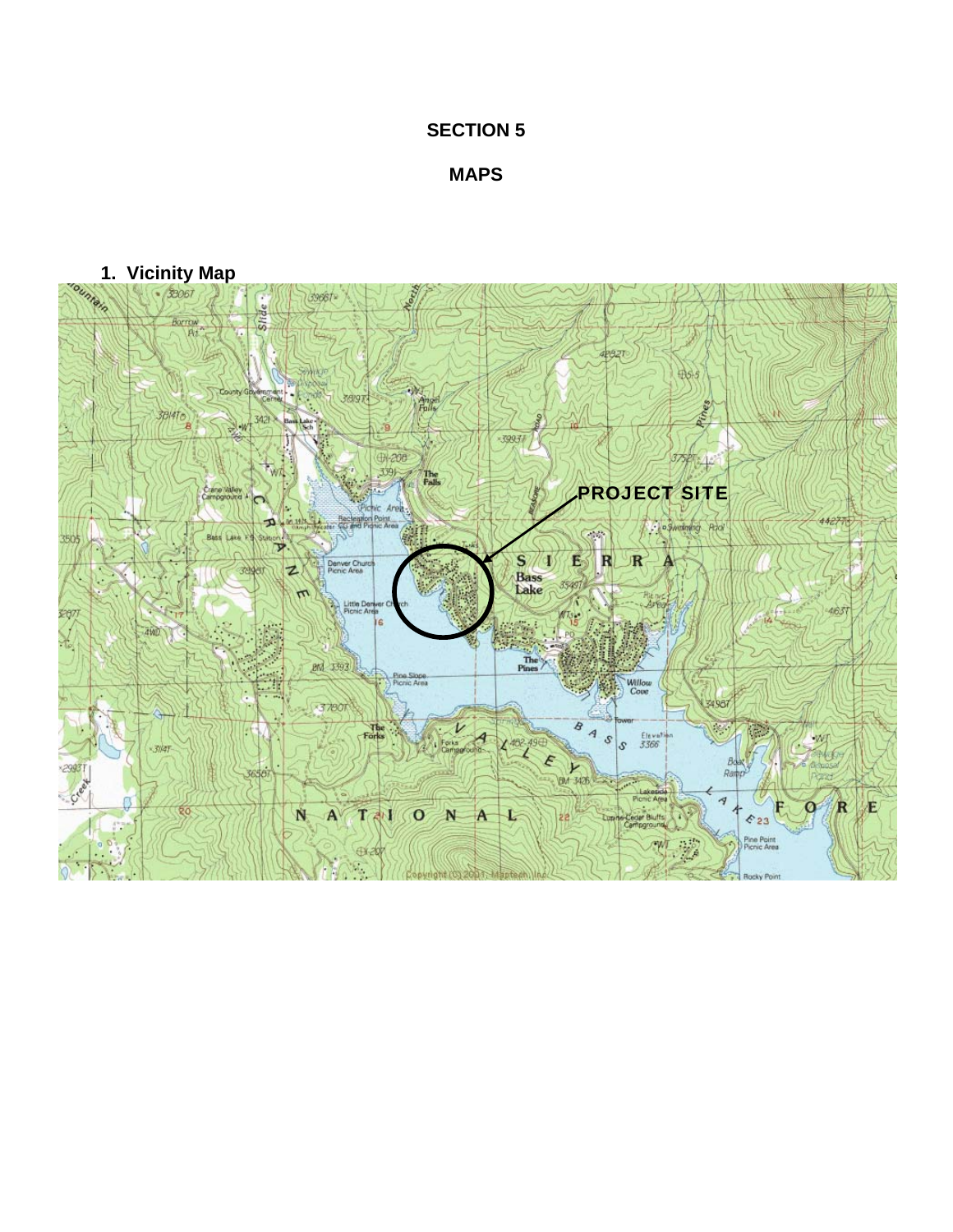# SECTION 5

## MAPS

### 1. Vicinity Map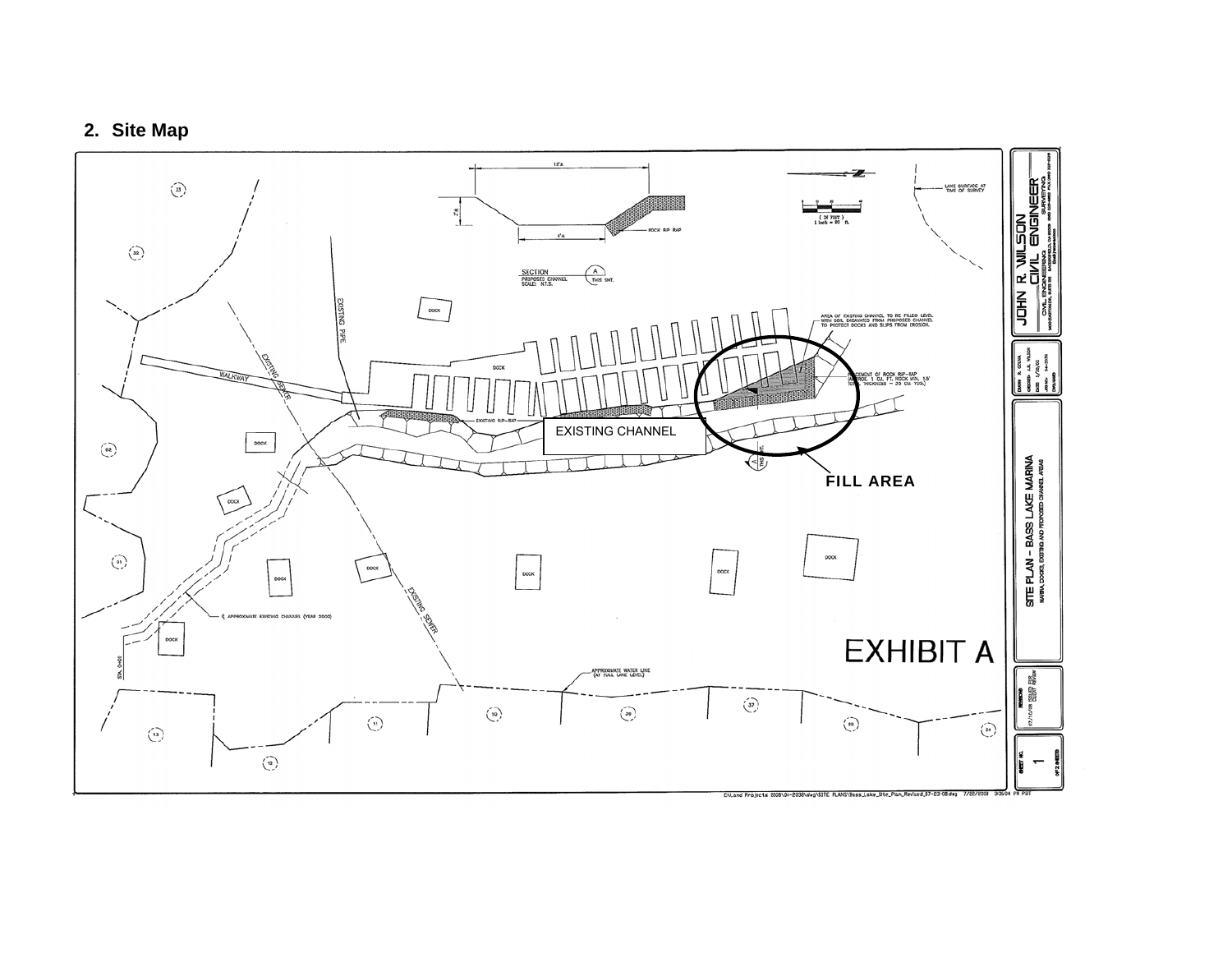## 2. Site Map

EXISTING CHANNEL

FILL AREA

EXHIBIT A

SECTION A
PROPOSED CHANNEL
SCALE: N.T.S.

ROCK RIP RAP

AREA OF EXISTING CHANNEL TO BE FILLED LEVEL WITH SOIL EXCAVATED FROM PROPOSED CHANNEL TO PROTECT DOCKS AND SLIPS FROM EROSION.

PLACEMENT OF ROCK RIP-RAP (APPROX. 1 CU. FT. ROCK MIN. 1.5' (OR) THICKNESS — 30 CU YDS.)

LAKE SURFACE AT TIME OF SURVEY

( IN FEET )
1 inch = 20 ft.

EXISTING PIPE

EXISTING SEWER

WALKWAY

DOCK

EXISTING RIP-RAP

APPROXIMATE EXISTING CHANNEL (YEAR 2000)

APPROXIMATE WATER LINE (AT FULL LAKE LEVEL)

JOHN R. WILSON
CIVIL ENGINEER
CIVIL ENGINEERING SURVEYING

SITE PLAN – BASS LAKE MARINA
MARINA DOCKS, EXISTING AND PROPOSED CHANNEL AREAS

SHEET NO. 1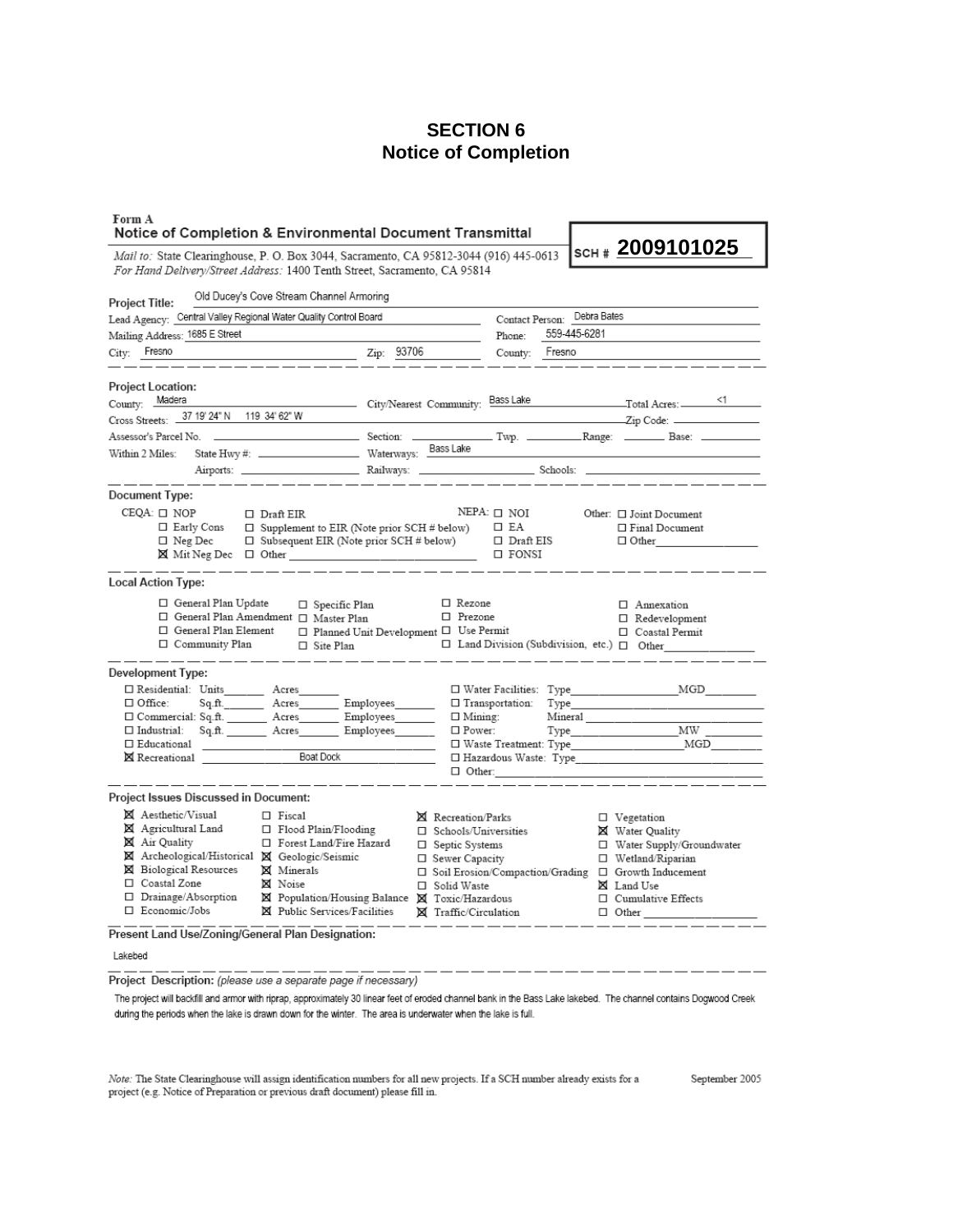# SECTION 6
## Notice of Completion

**Form A**
**Notice of Completion & Environmental Document Transmittal**

**SCH # 2009101025**

*Mail to:* State Clearinghouse, P. O. Box 3044, Sacramento, CA 95812-3044 (916) 445-0613
*For Hand Delivery/Street Address:* 1400 Tenth Street, Sacramento, CA 95814

**Project Title:** Old Ducey's Cove Stream Channel Armoring

Lead Agency: Central Valley Regional Water Quality Control Board
Contact Person: Debra Bates
Mailing Address: 1685 E Street
Phone: 559-445-6281
City: Fresno
Zip: 93706
County: Fresno

---

**Project Location:**

County: Madera
City/Nearest Community: Bass Lake
Total Acres: <1
Cross Streets: 37 19' 24" N 119 34' 62" W
Zip Code: ______
Assessor's Parcel No. ______ Section: ______ Twp. ______ Range: ______ Base: ______
Within 2 Miles: State Hwy #: ______ Waterways: Bass Lake
Airports: ______ Railways: ______ Schools: ______

---

**Document Type:**

CEQA:
- ☐ NOP
- ☐ Early Cons
- ☐ Neg Dec
- ☒ Mit Neg Dec
- ☐ Draft EIR
- ☐ Supplement to EIR (Note prior SCH # below)
- ☐ Subsequent EIR (Note prior SCH # below)
- ☐ Other ______

NEPA:
- ☐ NOI
- ☐ EA
- ☐ Draft EIS
- ☐ FONSI

Other:
- ☐ Joint Document
- ☐ Final Document
- ☐ Other ______

---

**Local Action Type:**

- ☐ General Plan Update
- ☐ General Plan Amendment
- ☐ General Plan Element
- ☐ Community Plan
- ☐ Specific Plan
- ☐ Master Plan
- ☐ Planned Unit Development
- ☐ Site Plan
- ☐ Rezone
- ☐ Prezone
- ☐ Use Permit
- ☐ Land Division (Subdivision, etc.)
- ☐ Annexation
- ☐ Redevelopment
- ☐ Coastal Permit
- ☐ Other ______

---

**Development Type:**

- ☐ Residential: Units ______ Acres ______
- ☐ Office: Sq.ft. ______ Acres ______ Employees ______
- ☐ Commercial: Sq.ft. ______ Acres ______ Employees ______
- ☐ Industrial: Sq.ft. ______ Acres ______ Employees ______
- ☐ Educational ______
- ☒ Recreational Boat Dock
- ☐ Water Facilities: Type ______ MGD ______
- ☐ Transportation: Type ______
- ☐ Mining: Mineral ______
- ☐ Power: Type ______ MW ______
- ☐ Waste Treatment: Type ______ MGD ______
- ☐ Hazardous Waste: Type ______
- ☐ Other: ______

---

**Project Issues Discussed in Document:**

- ☒ Aesthetic/Visual
- ☒ Agricultural Land
- ☒ Air Quality
- ☒ Archeological/Historical
- ☒ Biological Resources
- ☐ Coastal Zone
- ☐ Drainage/Absorption
- ☐ Economic/Jobs
- ☐ Fiscal
- ☐ Flood Plain/Flooding
- ☐ Forest Land/Fire Hazard
- ☒ Geologic/Seismic
- ☒ Minerals
- ☒ Noise
- ☒ Population/Housing Balance
- ☒ Public Services/Facilities
- ☒ Recreation/Parks
- ☐ Schools/Universities
- ☐ Septic Systems
- ☐ Sewer Capacity
- ☐ Soil Erosion/Compaction/Grading
- ☐ Solid Waste
- ☒ Toxic/Hazardous
- ☒ Traffic/Circulation
- ☐ Vegetation
- ☒ Water Quality
- ☐ Water Supply/Groundwater
- ☐ Wetland/Riparian
- ☐ Growth Inducement
- ☒ Land Use
- ☐ Cumulative Effects
- ☐ Other ______

---

**Present Land Use/Zoning/General Plan Designation:**

Lakebed

---

**Project Description:** *(please use a separate page if necessary)*

The project will backfill and armor with riprap, approximately 30 linear feet of eroded channel bank in the Bass Lake lakebed. The channel contains Dogwood Creek during the periods when the lake is drawn down for the winter. The area is underwater when the lake is full.

*Note:* The State Clearinghouse will assign identification numbers for all new projects. If a SCH number already exists for a project (e.g. Notice of Preparation or previous draft document) please fill in.

September 2005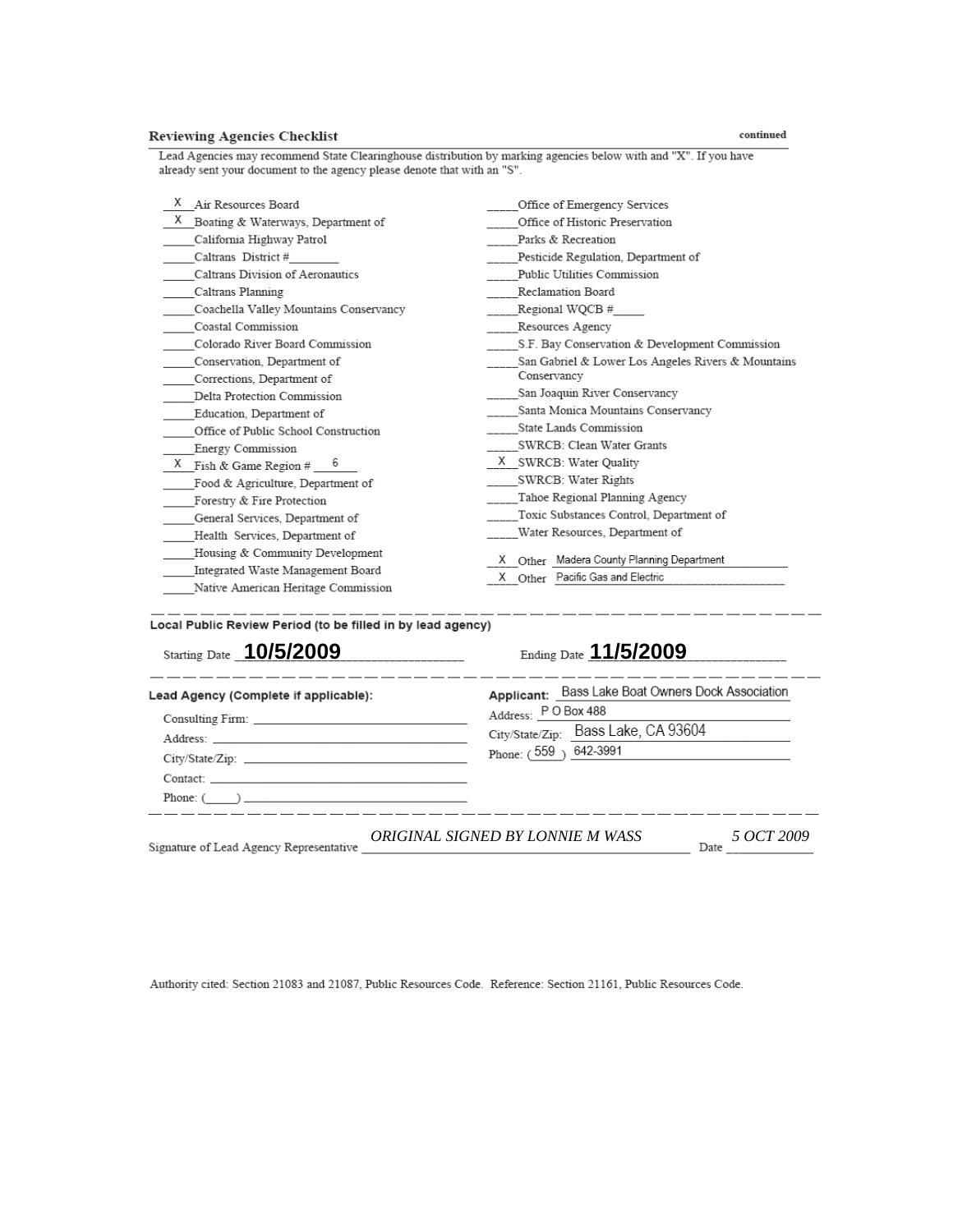**Reviewing Agencies Checklist** continued

Lead Agencies may recommend State Clearinghouse distribution by marking agencies below with and "X". If you have already sent your document to the agency please denote that with an "S".

- X Air Resources Board
- X Boating & Waterways, Department of
- \_\_\_\_\_ California Highway Patrol
- \_\_\_\_\_ Caltrans District #\_\_\_\_\_\_\_\_
- \_\_\_\_\_ Caltrans Division of Aeronautics
- \_\_\_\_\_ Caltrans Planning
- \_\_\_\_\_ Coachella Valley Mountains Conservancy
- \_\_\_\_\_ Coastal Commission
- \_\_\_\_\_ Colorado River Board Commission
- \_\_\_\_\_ Conservation, Department of
- \_\_\_\_\_ Corrections, Department of
- \_\_\_\_\_ Delta Protection Commission
- \_\_\_\_\_ Education, Department of
- \_\_\_\_\_ Office of Public School Construction
- \_\_\_\_\_ Energy Commission
- X Fish & Game Region # 6
- \_\_\_\_\_ Food & Agriculture, Department of
- \_\_\_\_\_ Forestry & Fire Protection
- \_\_\_\_\_ General Services, Department of
- \_\_\_\_\_ Health Services, Department of
- \_\_\_\_\_ Housing & Community Development
- \_\_\_\_\_ Integrated Waste Management Board
- \_\_\_\_\_ Native American Heritage Commission
- \_\_\_\_\_ Office of Emergency Services
- \_\_\_\_\_ Office of Historic Preservation
- \_\_\_\_\_ Parks & Recreation
- \_\_\_\_\_ Pesticide Regulation, Department of
- \_\_\_\_\_ Public Utilities Commission
- \_\_\_\_\_ Reclamation Board
- \_\_\_\_\_ Regional WQCB #\_\_\_\_\_
- \_\_\_\_\_ Resources Agency
- \_\_\_\_\_ S.F. Bay Conservation & Development Commission
- \_\_\_\_\_ San Gabriel & Lower Los Angeles Rivers & Mountains Conservancy
- \_\_\_\_\_ San Joaquin River Conservancy
- \_\_\_\_\_ Santa Monica Mountains Conservancy
- \_\_\_\_\_ State Lands Commission
- \_\_\_\_\_ SWRCB: Clean Water Grants
- X SWRCB: Water Quality
- \_\_\_\_\_ SWRCB: Water Rights
- \_\_\_\_\_ Tahoe Regional Planning Agency
- \_\_\_\_\_ Toxic Substances Control, Department of
- \_\_\_\_\_ Water Resources, Department of
- X Other Madera County Planning Department
- X Other Pacific Gas and Electric

---

**Local Public Review Period (to be filled in by lead agency)**

Starting Date **10/5/2009** Ending Date **11/5/2009**

---

**Lead Agency (Complete if applicable):**

Consulting Firm: \_\_\_\_\_\_\_\_\_\_\_\_\_\_\_\_\_\_\_\_

Address: \_\_\_\_\_\_\_\_\_\_\_\_\_\_\_\_\_\_\_\_

City/State/Zip: \_\_\_\_\_\_\_\_\_\_\_\_\_\_\_\_\_\_\_\_

Contact: \_\_\_\_\_\_\_\_\_\_\_\_\_\_\_\_\_\_\_\_

Phone: (\_\_\_\_\_) \_\_\_\_\_\_\_\_\_\_\_\_\_\_\_\_\_\_\_\_

**Applicant:** Bass Lake Boat Owners Dock Association

Address: P O Box 488

City/State/Zip: Bass Lake, CA 93604

Phone: (559) 642-3991

---

Signature of Lead Agency Representative *ORIGINAL SIGNED BY LONNIE M WASS* Date *5 OCT 2009*

Authority cited: Section 21083 and 21087, Public Resources Code. Reference: Section 21161, Public Resources Code.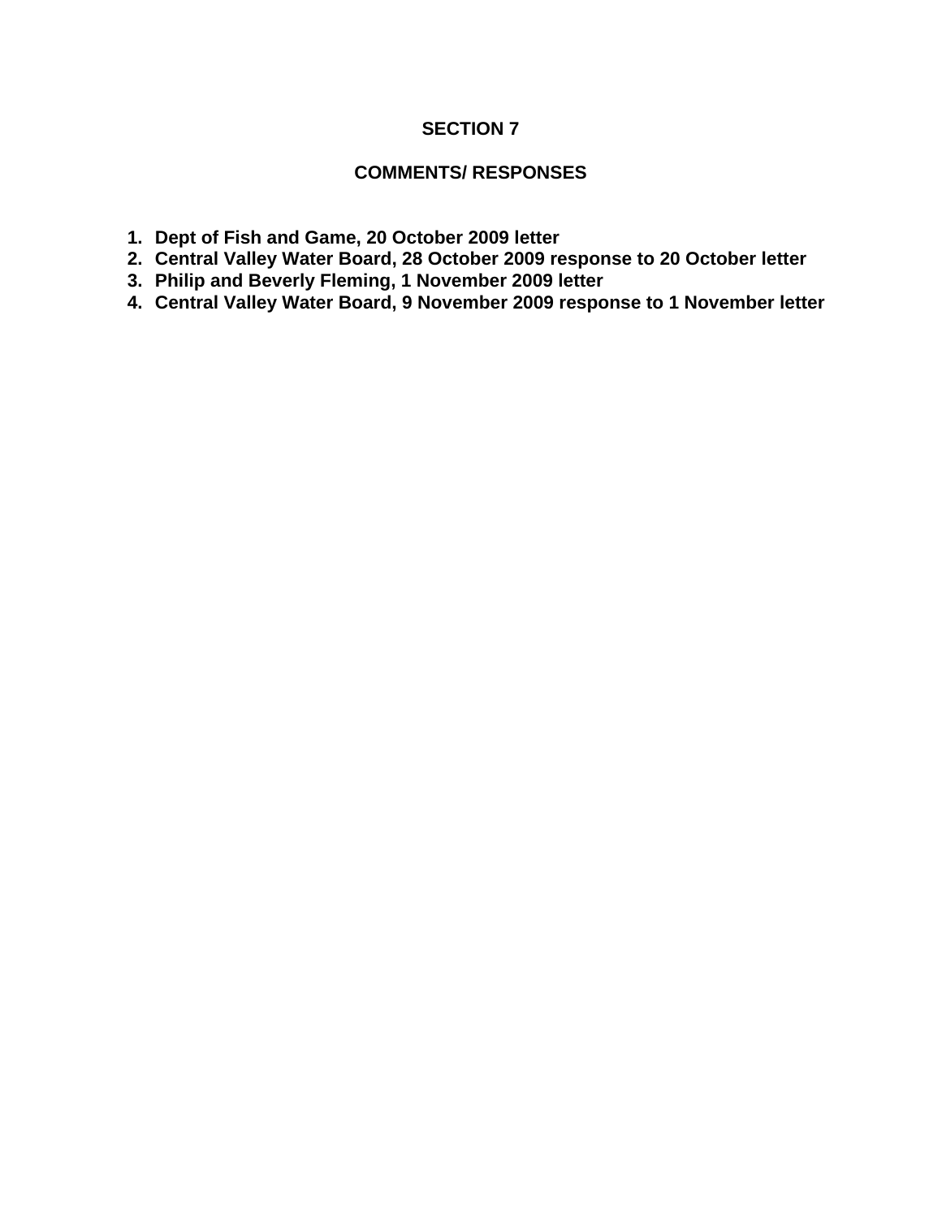# SECTION 7

## COMMENTS/ RESPONSES

1. **Dept of Fish and Game, 20 October 2009 letter**
2. **Central Valley Water Board, 28 October 2009 response to 20 October letter**
3. **Philip and Beverly Fleming, 1 November 2009 letter**
4. **Central Valley Water Board, 9 November 2009 response to 1 November letter**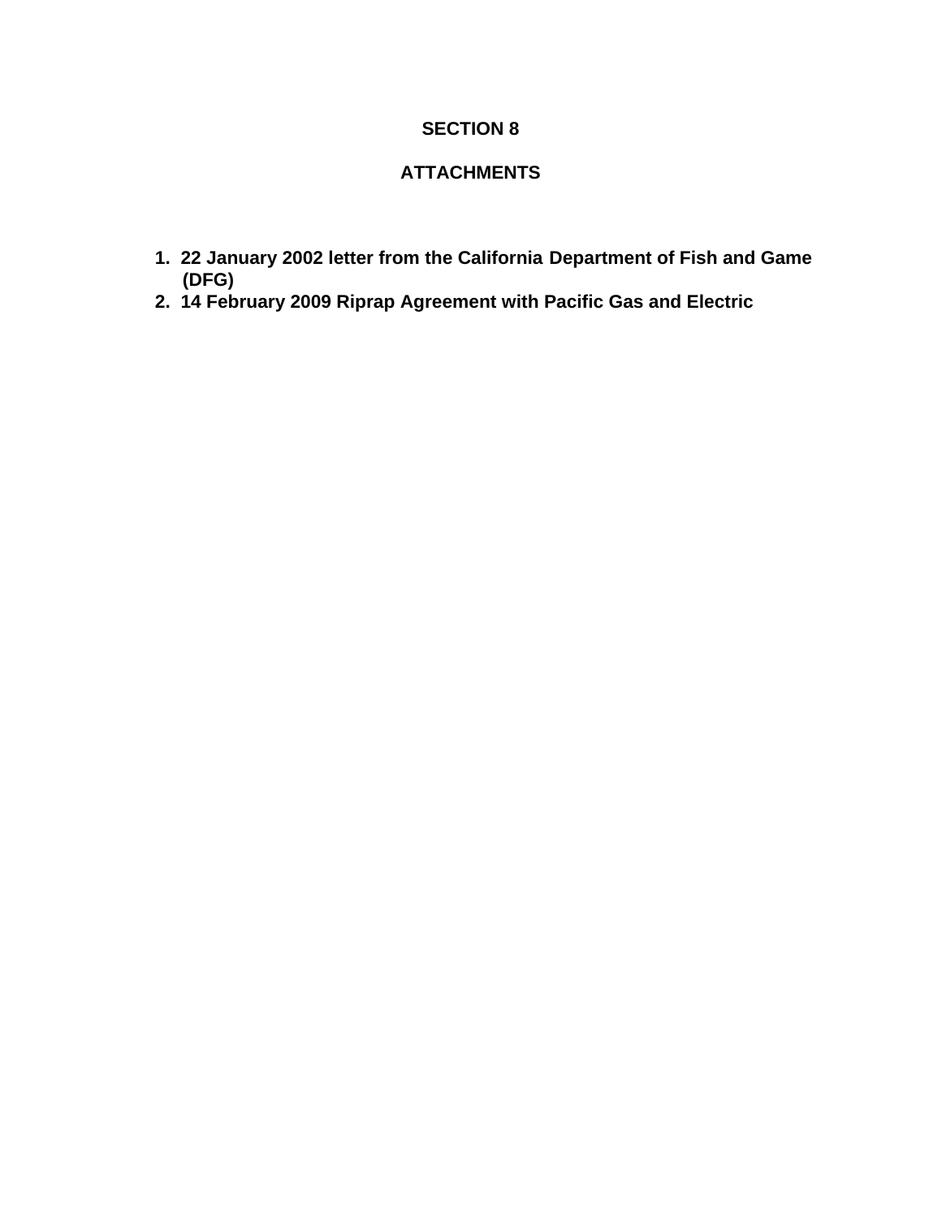# SECTION 8

# ATTACHMENTS

1. **22 January 2002 letter from the California Department of Fish and Game (DFG)**
2. **14 February 2009 Riprap Agreement with Pacific Gas and Electric**